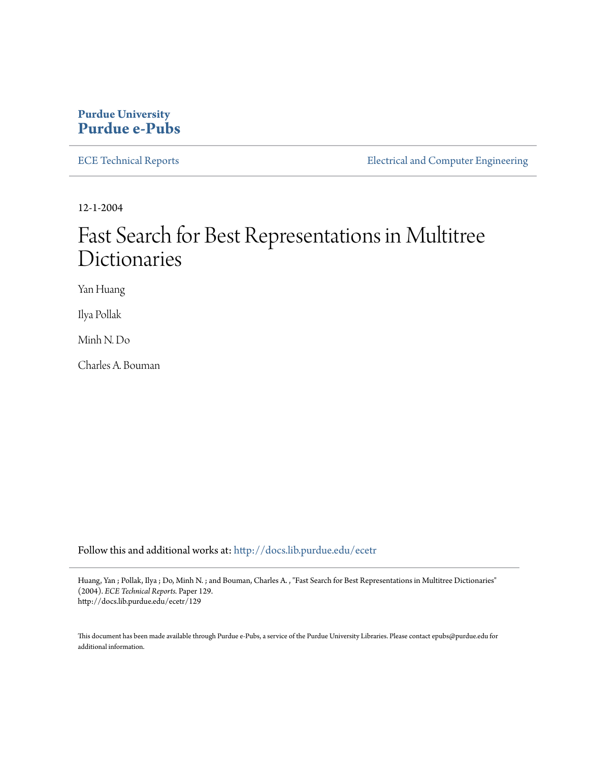**Purdue University**
**Purdue e-Pubs**

ECE Technical Reports — Electrical and Computer Engineering

12-1-2004

# Fast Search for Best Representations in Multitree Dictionaries

Yan Huang

Ilya Pollak

Minh N. Do

Charles A. Bouman

Follow this and additional works at: http://docs.lib.purdue.edu/ecetr

Huang, Yan ; Pollak, Ilya ; Do, Minh N. ; and Bouman, Charles A. , "Fast Search for Best Representations in Multitree Dictionaries" (2004). *ECE Technical Reports.* Paper 129.
http://docs.lib.purdue.edu/ecetr/129

This document has been made available through Purdue e-Pubs, a service of the Purdue University Libraries. Please contact epubs@purdue.edu for additional information.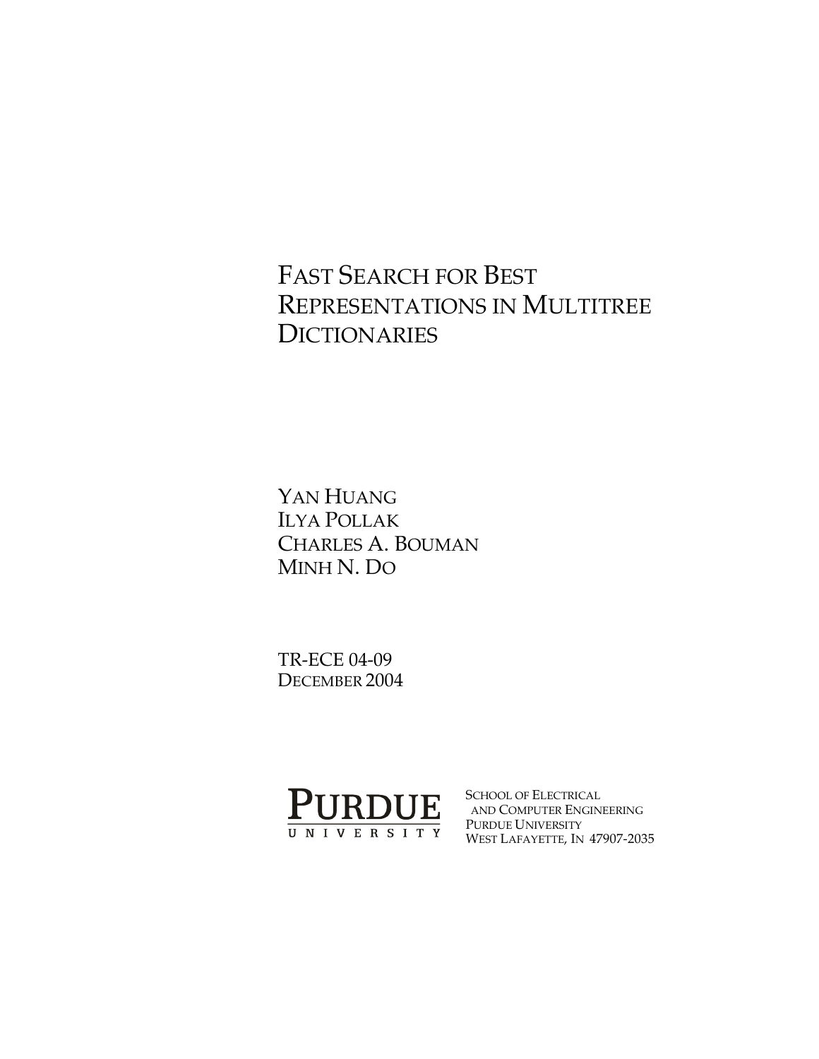# Fast Search for Best Representations in Multitree Dictionaries

Yan Huang
Ilya Pollak
Charles A. Bouman
Minh N. Do

TR-ECE 04-09
December 2004

Purdue University

School of Electrical and Computer Engineering
Purdue University
West Lafayette, IN 47907-2035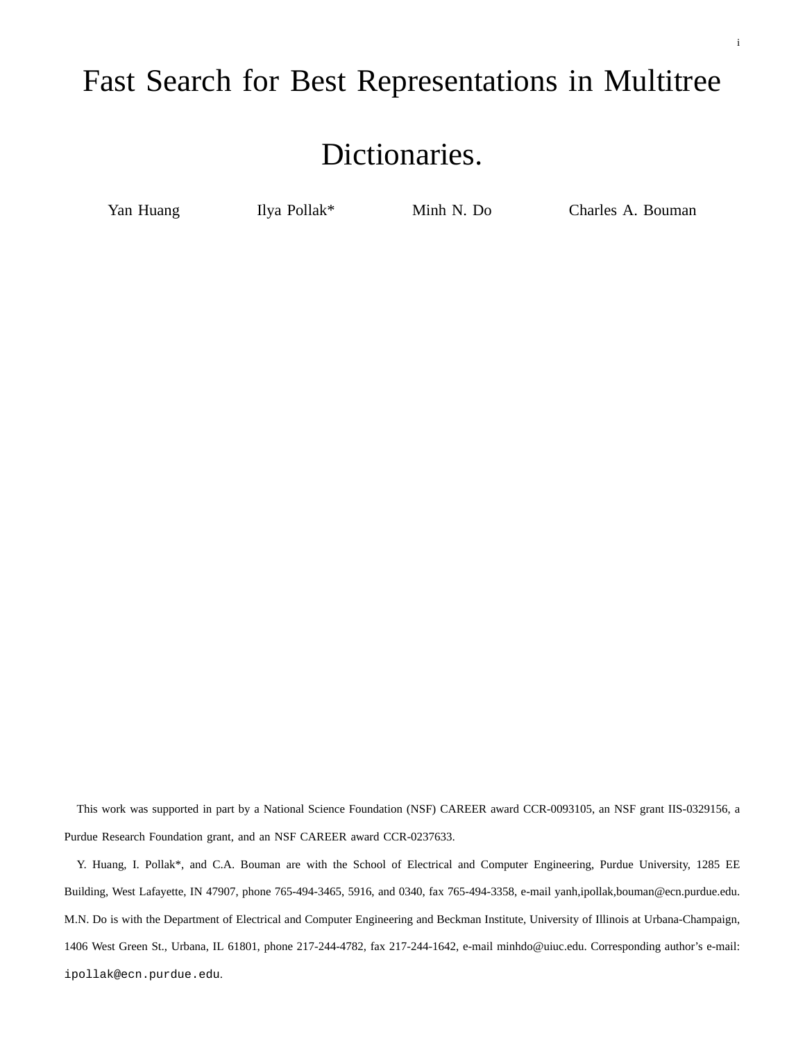# Fast Search for Best Representations in Multitree Dictionaries.

Yan Huang    Ilya Pollak*    Minh N. Do    Charles A. Bouman

This work was supported in part by a National Science Foundation (NSF) CAREER award CCR-0093105, an NSF grant IIS-0329156, a Purdue Research Foundation grant, and an NSF CAREER award CCR-0237633.

Y. Huang, I. Pollak*, and C.A. Bouman are with the School of Electrical and Computer Engineering, Purdue University, 1285 EE Building, West Lafayette, IN 47907, phone 765-494-3465, 5916, and 0340, fax 765-494-3358, e-mail yanh,ipollak,bouman@ecn.purdue.edu. M.N. Do is with the Department of Electrical and Computer Engineering and Beckman Institute, University of Illinois at Urbana-Champaign, 1406 West Green St., Urbana, IL 61801, phone 217-244-4782, fax 217-244-1642, e-mail minhdo@uiuc.edu. Corresponding author's e-mail: ipollak@ecn.purdue.edu.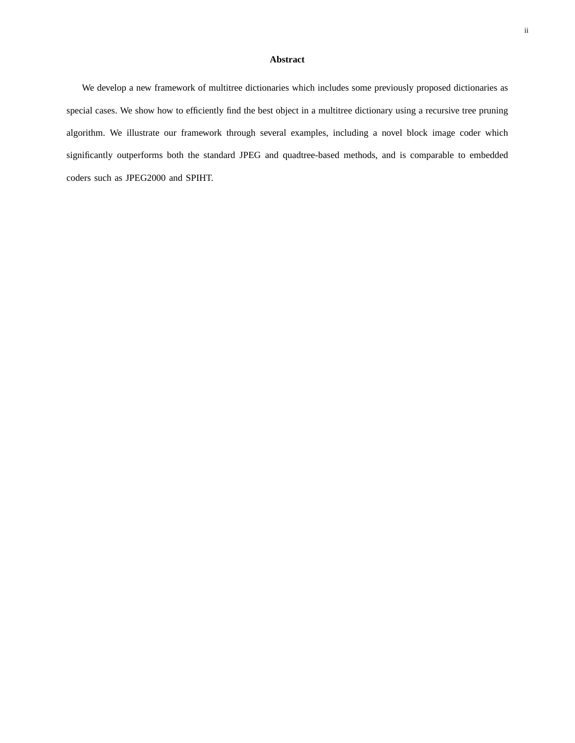## Abstract

We develop a new framework of multitree dictionaries which includes some previously proposed dictionaries as special cases. We show how to efficiently find the best object in a multitree dictionary using a recursive tree pruning algorithm. We illustrate our framework through several examples, including a novel block image coder which significantly outperforms both the standard JPEG and quadtree-based methods, and is comparable to embedded coders such as JPEG2000 and SPIHT.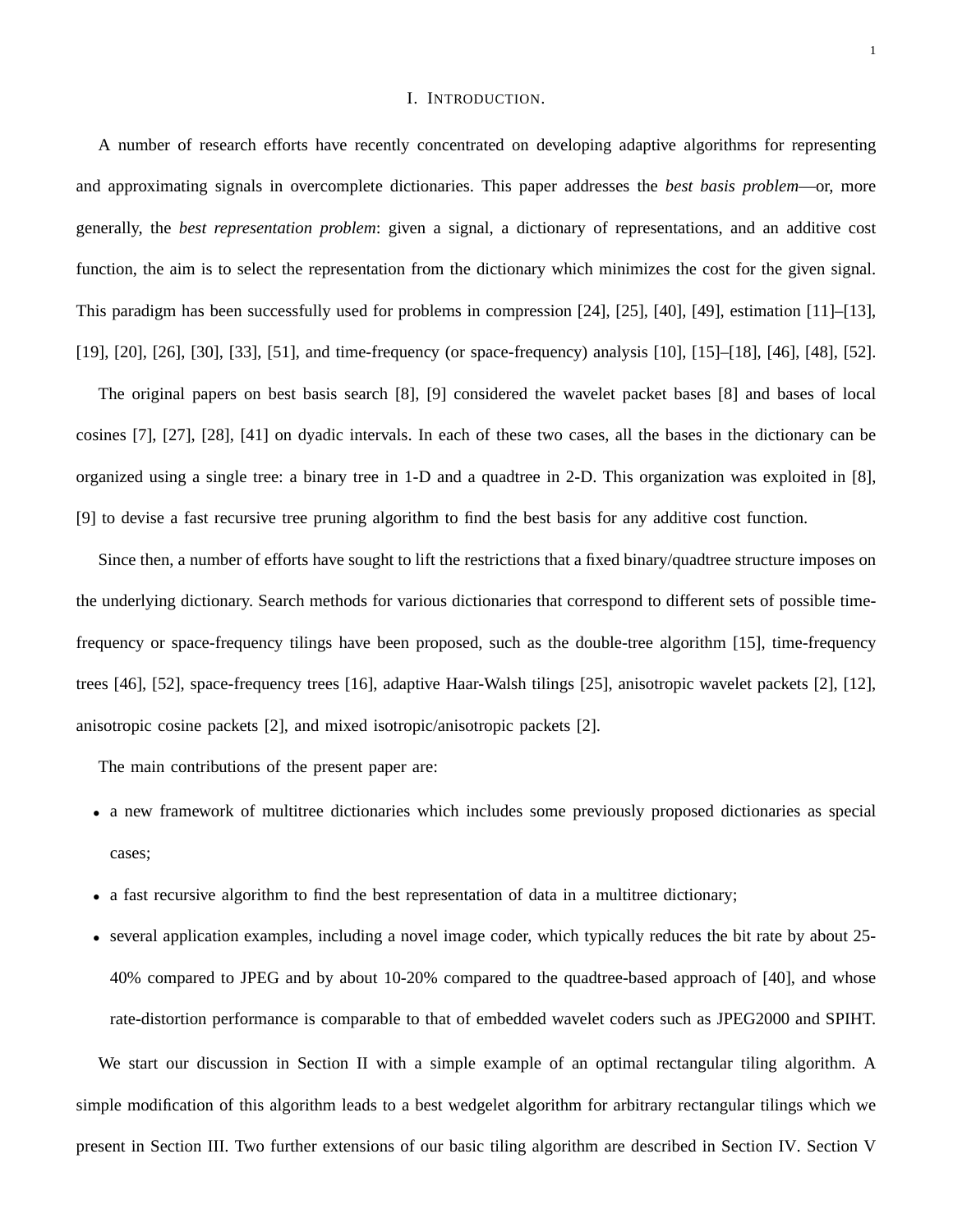# I. Introduction.

A number of research efforts have recently concentrated on developing adaptive algorithms for representing and approximating signals in overcomplete dictionaries. This paper addresses the *best basis problem*—or, more generally, the *best representation problem*: given a signal, a dictionary of representations, and an additive cost function, the aim is to select the representation from the dictionary which minimizes the cost for the given signal. This paradigm has been successfully used for problems in compression [24], [25], [40], [49], estimation [11]–[13], [19], [20], [26], [30], [33], [51], and time-frequency (or space-frequency) analysis [10], [15]–[18], [46], [48], [52].

The original papers on best basis search [8], [9] considered the wavelet packet bases [8] and bases of local cosines [7], [27], [28], [41] on dyadic intervals. In each of these two cases, all the bases in the dictionary can be organized using a single tree: a binary tree in 1-D and a quadtree in 2-D. This organization was exploited in [8], [9] to devise a fast recursive tree pruning algorithm to find the best basis for any additive cost function.

Since then, a number of efforts have sought to lift the restrictions that a fixed binary/quadtree structure imposes on the underlying dictionary. Search methods for various dictionaries that correspond to different sets of possible time-frequency or space-frequency tilings have been proposed, such as the double-tree algorithm [15], time-frequency trees [46], [52], space-frequency trees [16], adaptive Haar-Walsh tilings [25], anisotropic wavelet packets [2], [12], anisotropic cosine packets [2], and mixed isotropic/anisotropic packets [2].

The main contributions of the present paper are:

- a new framework of multitree dictionaries which includes some previously proposed dictionaries as special cases;
- a fast recursive algorithm to find the best representation of data in a multitree dictionary;
- several application examples, including a novel image coder, which typically reduces the bit rate by about 25-40% compared to JPEG and by about 10-20% compared to the quadtree-based approach of [40], and whose rate-distortion performance is comparable to that of embedded wavelet coders such as JPEG2000 and SPIHT.

We start our discussion in Section II with a simple example of an optimal rectangular tiling algorithm. A simple modification of this algorithm leads to a best wedgelet algorithm for arbitrary rectangular tilings which we present in Section III. Two further extensions of our basic tiling algorithm are described in Section IV. Section V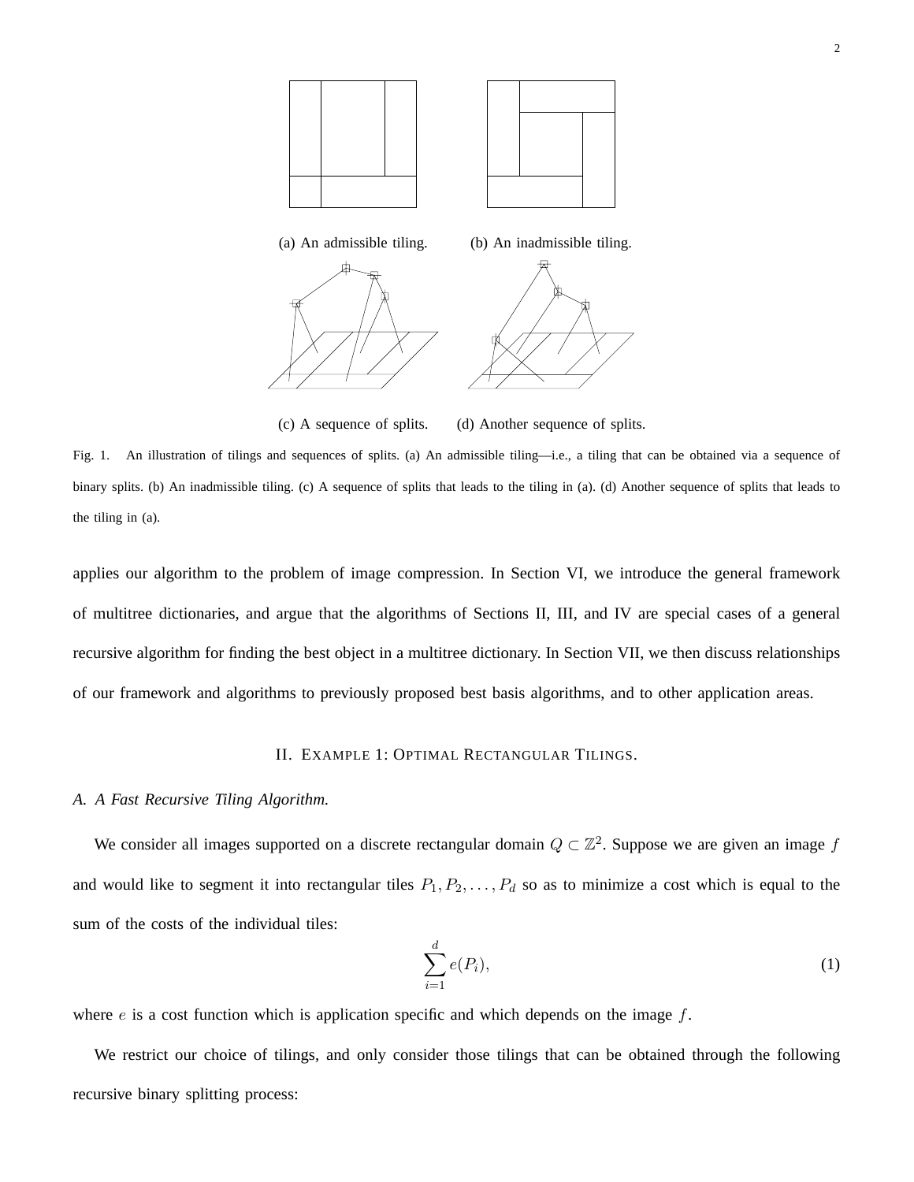(a) An admissible tiling. (b) An inadmissible tiling.

(c) A sequence of splits. (d) Another sequence of splits.

Fig. 1. An illustration of tilings and sequences of splits. (a) An admissible tiling—i.e., a tiling that can be obtained via a sequence of binary splits. (b) An inadmissible tiling. (c) A sequence of splits that leads to the tiling in (a). (d) Another sequence of splits that leads to the tiling in (a).

applies our algorithm to the problem of image compression. In Section VI, we introduce the general framework of multitree dictionaries, and argue that the algorithms of Sections II, III, and IV are special cases of a general recursive algorithm for finding the best object in a multitree dictionary. In Section VII, we then discuss relationships of our framework and algorithms to previously proposed best basis algorithms, and to other application areas.

## II. Example 1: Optimal Rectangular Tilings.

### *A. A Fast Recursive Tiling Algorithm.*

We consider all images supported on a discrete rectangular domain $Q \subset \mathbb{Z}^2$. Suppose we are given an image $f$ and would like to segment it into rectangular tiles $P_1, P_2, \ldots, P_d$ so as to minimize a cost which is equal to the sum of the costs of the individual tiles:

$$\sum_{i=1}^{d} e(P_i), \tag{1}$$

where $e$ is a cost function which is application specific and which depends on the image $f$.

We restrict our choice of tilings, and only consider those tilings that can be obtained through the following recursive binary splitting process: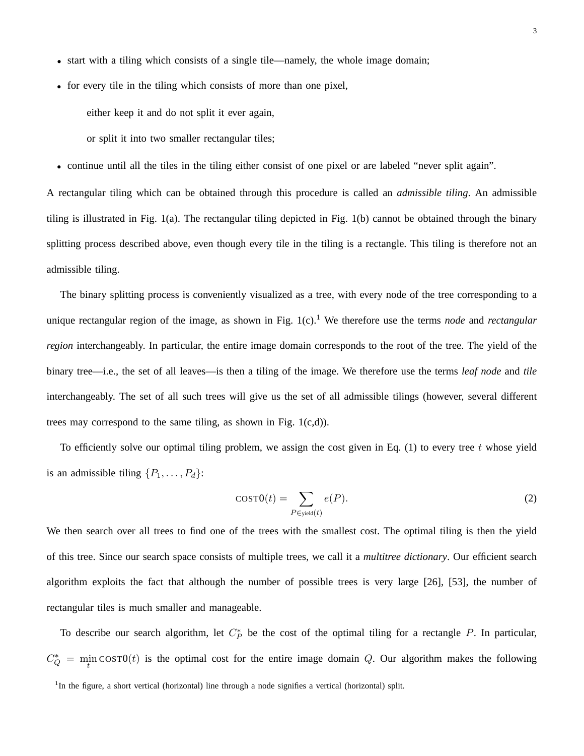- start with a tiling which consists of a single tile—namely, the whole image domain;
- for every tile in the tiling which consists of more than one pixel,

  either keep it and do not split it ever again,

  or split it into two smaller rectangular tiles;
- continue until all the tiles in the tiling either consist of one pixel or are labeled "never split again".

A rectangular tiling which can be obtained through this procedure is called an *admissible tiling*. An admissible tiling is illustrated in Fig. 1(a). The rectangular tiling depicted in Fig. 1(b) cannot be obtained through the binary splitting process described above, even though every tile in the tiling is a rectangle. This tiling is therefore not an admissible tiling.

The binary splitting process is conveniently visualized as a tree, with every node of the tree corresponding to a unique rectangular region of the image, as shown in Fig. 1(c).[1] We therefore use the terms *node* and *rectangular region* interchangeably. In particular, the entire image domain corresponds to the root of the tree. The yield of the binary tree—i.e., the set of all leaves—is then a tiling of the image. We therefore use the terms *leaf node* and *tile* interchangeably. The set of all such trees will give us the set of all admissible tilings (however, several different trees may correspond to the same tiling, as shown in Fig. 1(c,d)).

To efficiently solve our optimal tiling problem, we assign the cost given in Eq. (1) to every tree $t$ whose yield is an admissible tiling $\{P_1, \ldots, P_d\}$:

$$\text{COST0}(t) = \sum_{P \in \text{yield}(t)} e(P). \tag{2}$$

We then search over all trees to find one of the trees with the smallest cost. The optimal tiling is then the yield of this tree. Since our search space consists of multiple trees, we call it a *multitree dictionary*. Our efficient search algorithm exploits the fact that although the number of possible trees is very large [26], [53], the number of rectangular tiles is much smaller and manageable.

To describe our search algorithm, let $C_P^*$ be the cost of the optimal tiling for a rectangle $P$. In particular, $C_Q^* = \min_t \text{COST0}(t)$ is the optimal cost for the entire image domain $Q$. Our algorithm makes the following

[1]In the figure, a short vertical (horizontal) line through a node signifies a vertical (horizontal) split.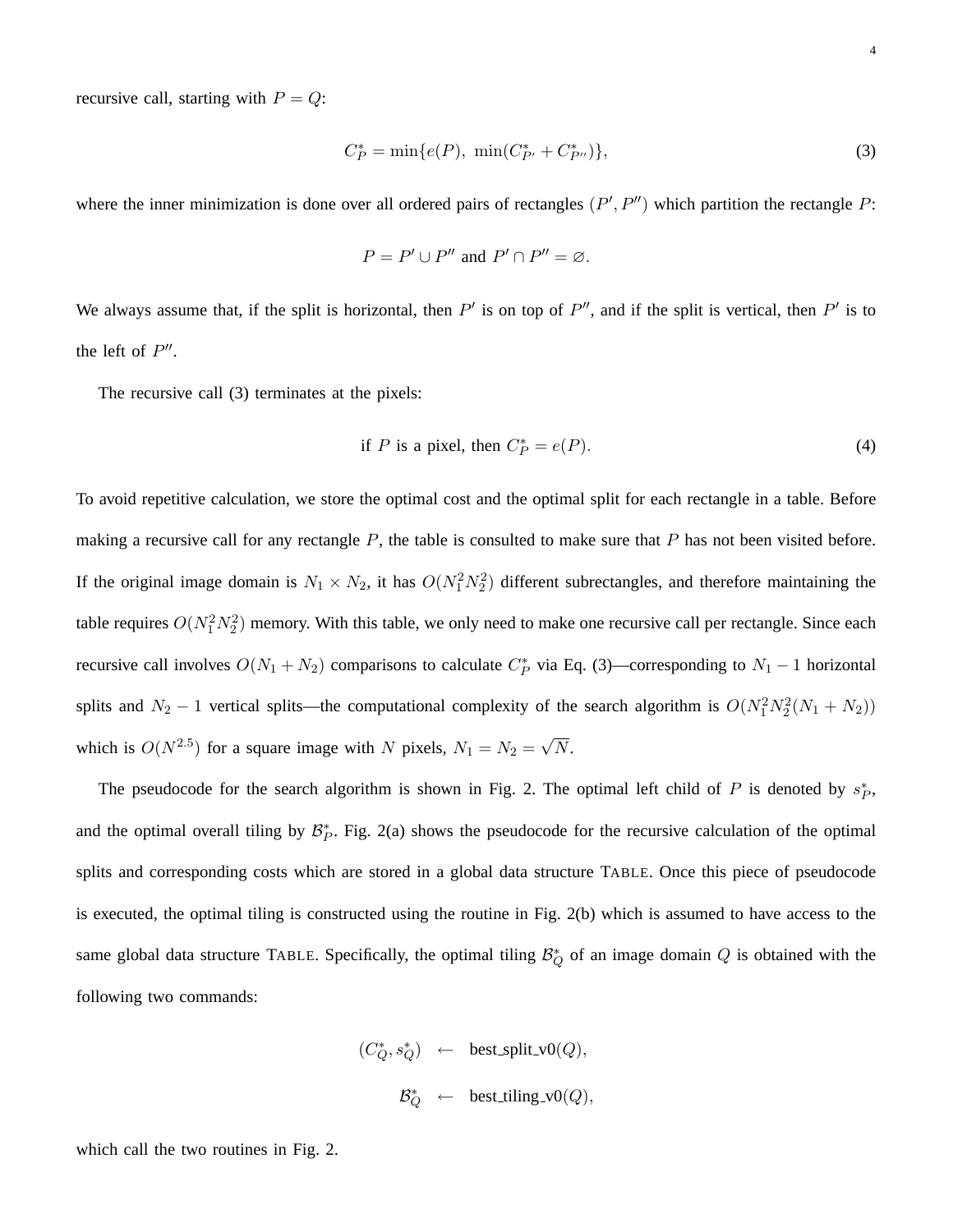recursive call, starting with $P = Q$:

$$C_P^* = \min\{e(P),\ \min(C_{P'}^* + C_{P''}^*)\}, \tag{3}$$

where the inner minimization is done over all ordered pairs of rectangles $(P', P'')$ which partition the rectangle $P$:

$$P = P' \cup P'' \text{ and } P' \cap P'' = \varnothing.$$

We always assume that, if the split is horizontal, then $P'$ is on top of $P''$, and if the split is vertical, then $P'$ is to the left of $P''$.

The recursive call (3) terminates at the pixels:

$$\text{if } P \text{ is a pixel, then } C_P^* = e(P). \tag{4}$$

To avoid repetitive calculation, we store the optimal cost and the optimal split for each rectangle in a table. Before making a recursive call for any rectangle $P$, the table is consulted to make sure that $P$ has not been visited before. If the original image domain is $N_1 \times N_2$, it has $O(N_1^2 N_2^2)$ different subrectangles, and therefore maintaining the table requires $O(N_1^2 N_2^2)$ memory. With this table, we only need to make one recursive call per rectangle. Since each recursive call involves $O(N_1 + N_2)$ comparisons to calculate $C_P^*$ via Eq. (3)—corresponding to $N_1 - 1$ horizontal splits and $N_2 - 1$ vertical splits—the computational complexity of the search algorithm is $O(N_1^2 N_2^2 (N_1 + N_2))$ which is $O(N^{2.5})$ for a square image with $N$ pixels, $N_1 = N_2 = \sqrt{N}$.

The pseudocode for the search algorithm is shown in Fig. 2. The optimal left child of $P$ is denoted by $s_P^*$, and the optimal overall tiling by $\mathcal{B}_P^*$. Fig. 2(a) shows the pseudocode for the recursive calculation of the optimal splits and corresponding costs which are stored in a global data structure TABLE. Once this piece of pseudocode is executed, the optimal tiling is constructed using the routine in Fig. 2(b) which is assumed to have access to the same global data structure TABLE. Specifically, the optimal tiling $\mathcal{B}_Q^*$ of an image domain $Q$ is obtained with the following two commands:

$$\begin{aligned} (C_Q^*, s_Q^*) &\leftarrow \text{best\_split\_v0}(Q), \\ \mathcal{B}_Q^* &\leftarrow \text{best\_tiling\_v0}(Q), \end{aligned}$$

which call the two routines in Fig. 2.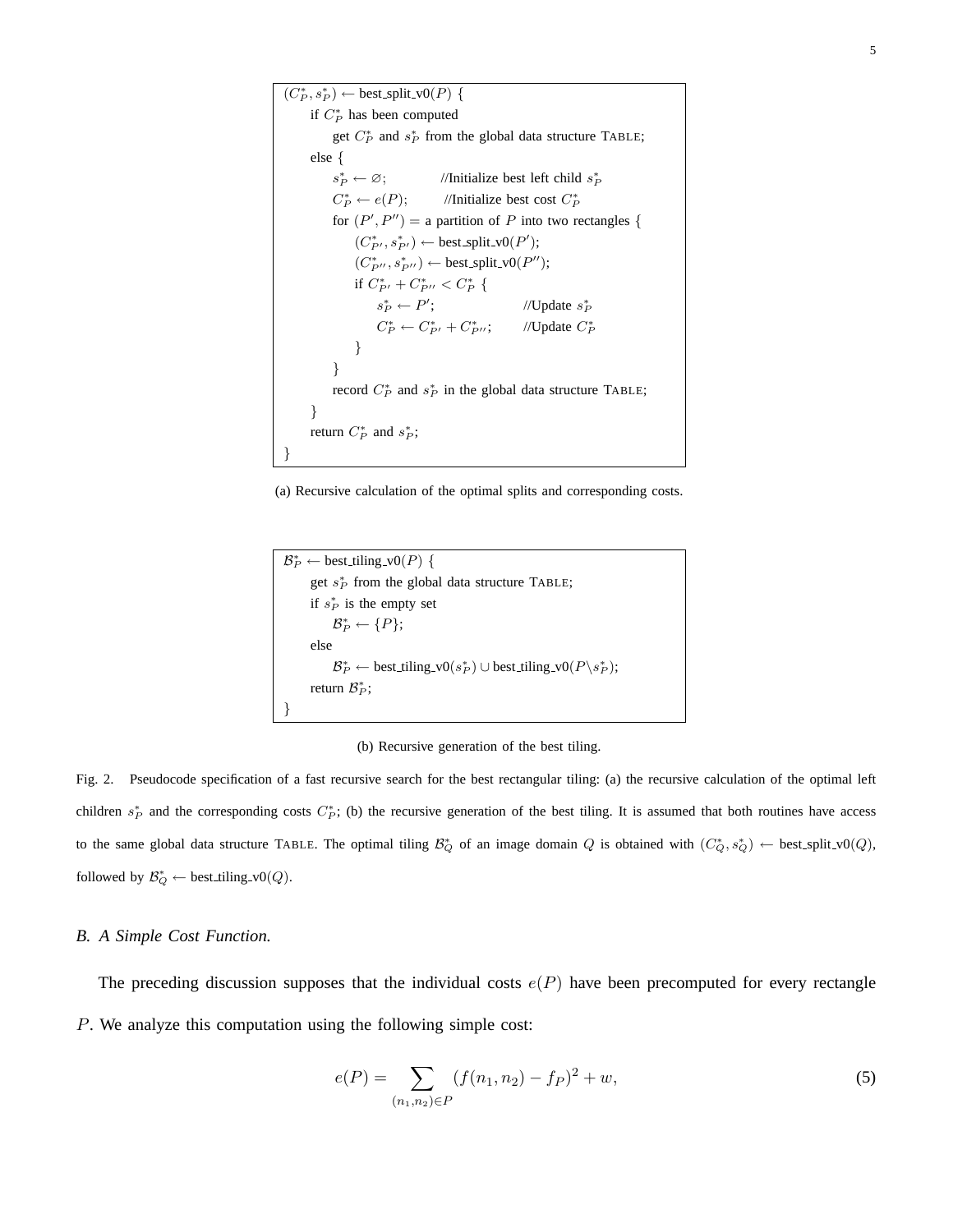```
(C*_P, s*_P) ← best_split_v0(P) {
    if C*_P has been computed
        get C*_P and s*_P from the global data structure TABLE;
    else {
        s*_P ← ∅;            //Initialize best left child s*_P
        C*_P ← e(P);         //Initialize best cost C*_P
        for (P′, P″) = a partition of P into two rectangles {
            (C*_{P′}, s*_{P′}) ← best_split_v0(P′);
            (C*_{P″}, s*_{P″}) ← best_split_v0(P″);
            if C*_{P′} + C*_{P″} < C*_P {
                s*_P ← P′;                     //Update s*_P
                C*_P ← C*_{P′} + C*_{P″};      //Update C*_P
            }
        }
        record C*_P and s*_P in the global data structure TABLE;
    }
    return C*_P and s*_P;
}
```

(a) Recursive calculation of the optimal splits and corresponding costs.

```
B*_P ← best_tiling_v0(P) {
    get s*_P from the global data structure TABLE;
    if s*_P is the empty set
        B*_P ← {P};
    else
        B*_P ← best_tiling_v0(s*_P) ∪ best_tiling_v0(P\s*_P);
    return B*_P;
}
```

(b) Recursive generation of the best tiling.

Fig. 2. Pseudocode specification of a fast recursive search for the best rectangular tiling: (a) the recursive calculation of the optimal left children $s_P^*$ and the corresponding costs $C_P^*$; (b) the recursive generation of the best tiling. It is assumed that both routines have access to the same global data structure TABLE. The optimal tiling $\mathcal{B}_Q^*$ of an image domain $Q$ is obtained with $(C_Q^*, s_Q^*) \leftarrow$ best_split_v0$(Q)$, followed by $\mathcal{B}_Q^* \leftarrow$ best_tiling_v0$(Q)$.

## *B. A Simple Cost Function.*

The preceding discussion supposes that the individual costs $e(P)$ have been precomputed for every rectangle $P$. We analyze this computation using the following simple cost:

$$e(P) = \sum_{(n_1,n_2)\in P} (f(n_1, n_2) - f_P)^2 + w, \tag{5}$$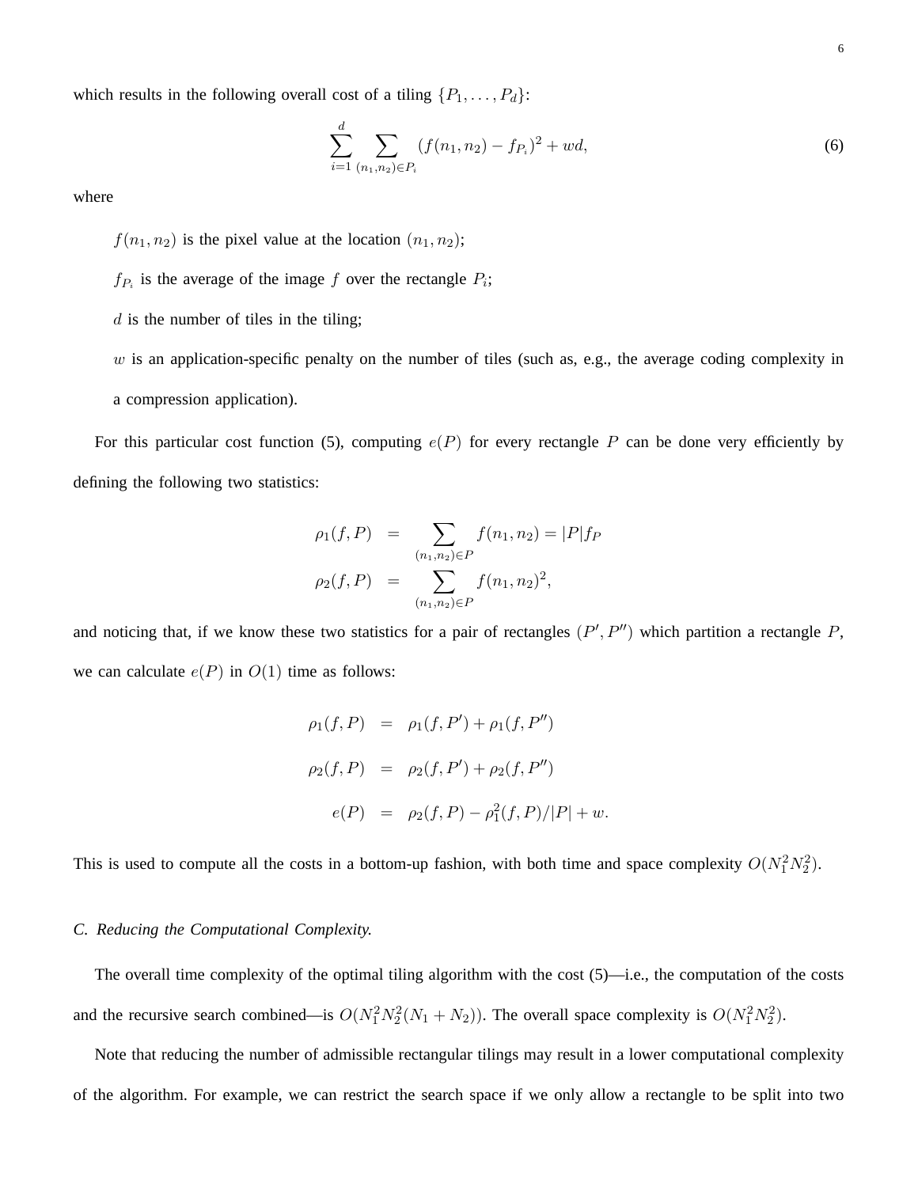which results in the following overall cost of a tiling $\{P_1, \ldots, P_d\}$:

$$\sum_{i=1}^{d} \sum_{(n_1,n_2)\in P_i} (f(n_1, n_2) - f_{P_i})^2 + wd, \tag{6}$$

where

$f(n_1, n_2)$ is the pixel value at the location $(n_1, n_2)$;

$f_{P_i}$ is the average of the image $f$ over the rectangle $P_i$;

$d$ is the number of tiles in the tiling;

$w$ is an application-specific penalty on the number of tiles (such as, e.g., the average coding complexity in a compression application).

For this particular cost function (5), computing $e(P)$ for every rectangle $P$ can be done very efficiently by defining the following two statistics:

$$\begin{aligned}
\rho_1(f, P) &= \sum_{(n_1,n_2)\in P} f(n_1, n_2) = |P| f_P \\
\rho_2(f, P) &= \sum_{(n_1,n_2)\in P} f(n_1, n_2)^2,
\end{aligned}$$

and noticing that, if we know these two statistics for a pair of rectangles $(P', P'')$ which partition a rectangle $P$, we can calculate $e(P)$ in $O(1)$ time as follows:

$$\begin{aligned}
\rho_1(f, P) &= \rho_1(f, P') + \rho_1(f, P'') \\
\rho_2(f, P) &= \rho_2(f, P') + \rho_2(f, P'') \\
e(P) &= \rho_2(f, P) - \rho_1^2(f, P)/|P| + w.
\end{aligned}$$

This is used to compute all the costs in a bottom-up fashion, with both time and space complexity $O(N_1^2 N_2^2)$.

### C. Reducing the Computational Complexity.

The overall time complexity of the optimal tiling algorithm with the cost (5)—i.e., the computation of the costs and the recursive search combined—is $O(N_1^2 N_2^2 (N_1 + N_2))$. The overall space complexity is $O(N_1^2 N_2^2)$.

Note that reducing the number of admissible rectangular tilings may result in a lower computational complexity of the algorithm. For example, we can restrict the search space if we only allow a rectangle to be split into two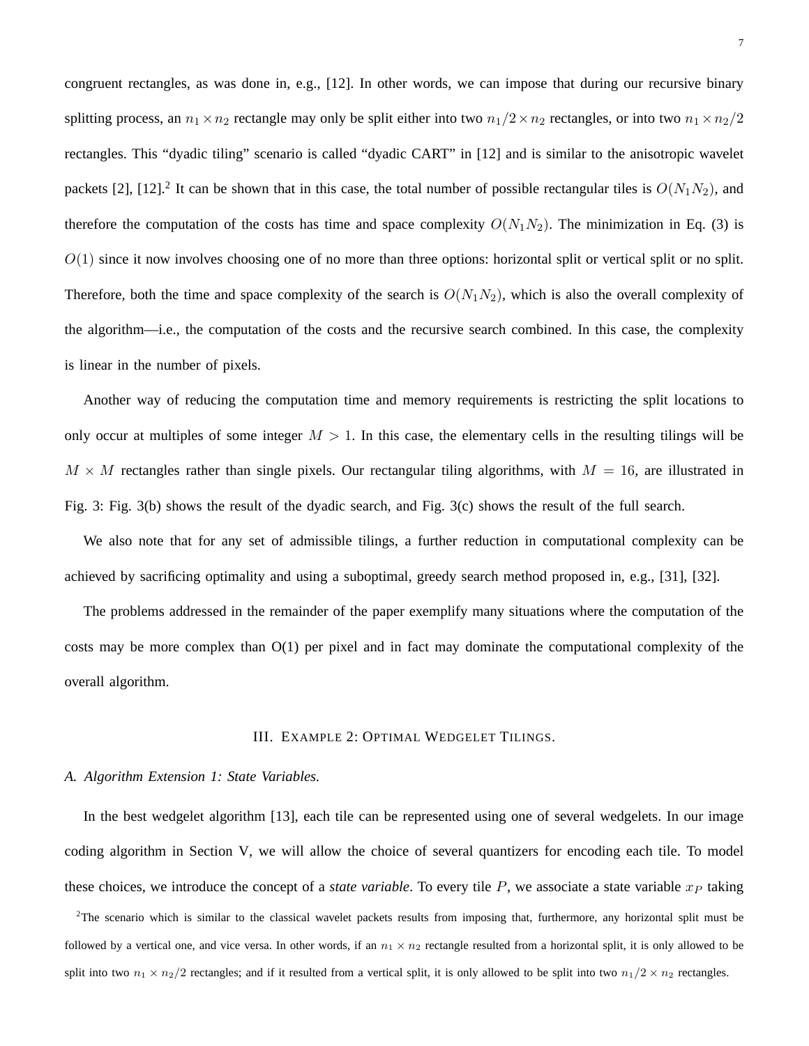congruent rectangles, as was done in, e.g., [12]. In other words, we can impose that during our recursive binary splitting process, an $n_1 \times n_2$ rectangle may only be split either into two $n_1/2 \times n_2$ rectangles, or into two $n_1 \times n_2/2$ rectangles. This "dyadic tiling" scenario is called "dyadic CART" in [12] and is similar to the anisotropic wavelet packets [2], [12].[2] It can be shown that in this case, the total number of possible rectangular tiles is $O(N_1 N_2)$, and therefore the computation of the costs has time and space complexity $O(N_1 N_2)$. The minimization in Eq. (3) is $O(1)$ since it now involves choosing one of no more than three options: horizontal split or vertical split or no split. Therefore, both the time and space complexity of the search is $O(N_1 N_2)$, which is also the overall complexity of the algorithm—i.e., the computation of the costs and the recursive search combined. In this case, the complexity is linear in the number of pixels.

Another way of reducing the computation time and memory requirements is restricting the split locations to only occur at multiples of some integer $M > 1$. In this case, the elementary cells in the resulting tilings will be $M \times M$ rectangles rather than single pixels. Our rectangular tiling algorithms, with $M = 16$, are illustrated in Fig. 3: Fig. 3(b) shows the result of the dyadic search, and Fig. 3(c) shows the result of the full search.

We also note that for any set of admissible tilings, a further reduction in computational complexity can be achieved by sacrificing optimality and using a suboptimal, greedy search method proposed in, e.g., [31], [32].

The problems addressed in the remainder of the paper exemplify many situations where the computation of the costs may be more complex than O(1) per pixel and in fact may dominate the computational complexity of the overall algorithm.

## III. Example 2: Optimal Wedgelet Tilings.

### A. Algorithm Extension 1: State Variables.

In the best wedgelet algorithm [13], each tile can be represented using one of several wedgelets. In our image coding algorithm in Section V, we will allow the choice of several quantizers for encoding each tile. To model these choices, we introduce the concept of a *state variable*. To every tile $P$, we associate a state variable $x_P$ taking

[2] The scenario which is similar to the classical wavelet packets results from imposing that, furthermore, any horizontal split must be followed by a vertical one, and vice versa. In other words, if an $n_1 \times n_2$ rectangle resulted from a horizontal split, it is only allowed to be split into two $n_1 \times n_2/2$ rectangles; and if it resulted from a vertical split, it is only allowed to be split into two $n_1/2 \times n_2$ rectangles.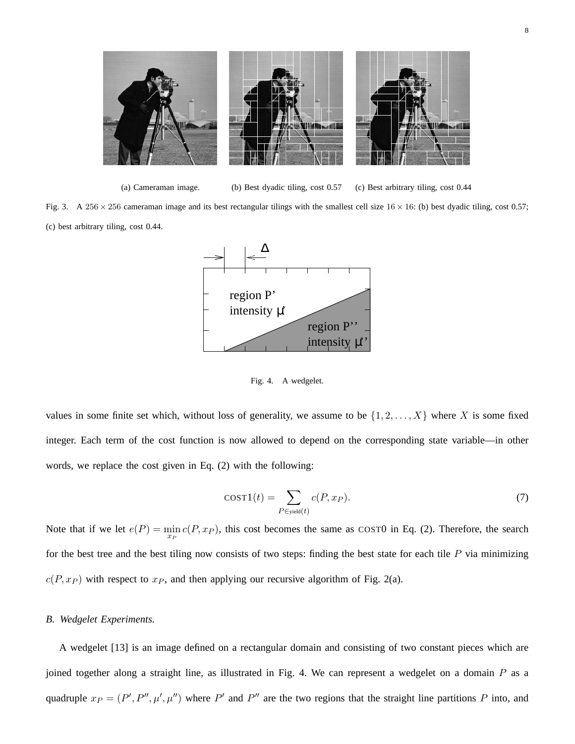(a) Cameraman image. (b) Best dyadic tiling, cost 0.57 (c) Best arbitrary tiling, cost 0.44

Fig. 3. A $256 \times 256$ cameraman image and its best rectangular tilings with the smallest cell size $16 \times 16$: (b) best dyadic tiling, cost 0.57; (c) best arbitrary tiling, cost 0.44.

Fig. 4. A wedgelet.

values in some finite set which, without loss of generality, we assume to be $\{1, 2, \ldots, X\}$ where $X$ is some fixed integer. Each term of the cost function is now allowed to depend on the corresponding state variable—in other words, we replace the cost given in Eq. (2) with the following:

$$\text{COST1}(t) = \sum_{P \in \text{yield}(t)} c(P, x_P). \tag{7}$$

Note that if we let $e(P) = \min_{x_P} c(P, x_P)$, this cost becomes the same as COST0 in Eq. (2). Therefore, the search for the best tree and the best tiling now consists of two steps: finding the best state for each tile $P$ via minimizing $c(P, x_P)$ with respect to $x_P$, and then applying our recursive algorithm of Fig. 2(a).

### *B. Wedgelet Experiments.*

A wedgelet [13] is an image defined on a rectangular domain and consisting of two constant pieces which are joined together along a straight line, as illustrated in Fig. 4. We can represent a wedgelet on a domain $P$ as a quadruple $x_P = (P', P'', \mu', \mu'')$ where $P'$ and $P''$ are the two regions that the straight line partitions $P$ into, and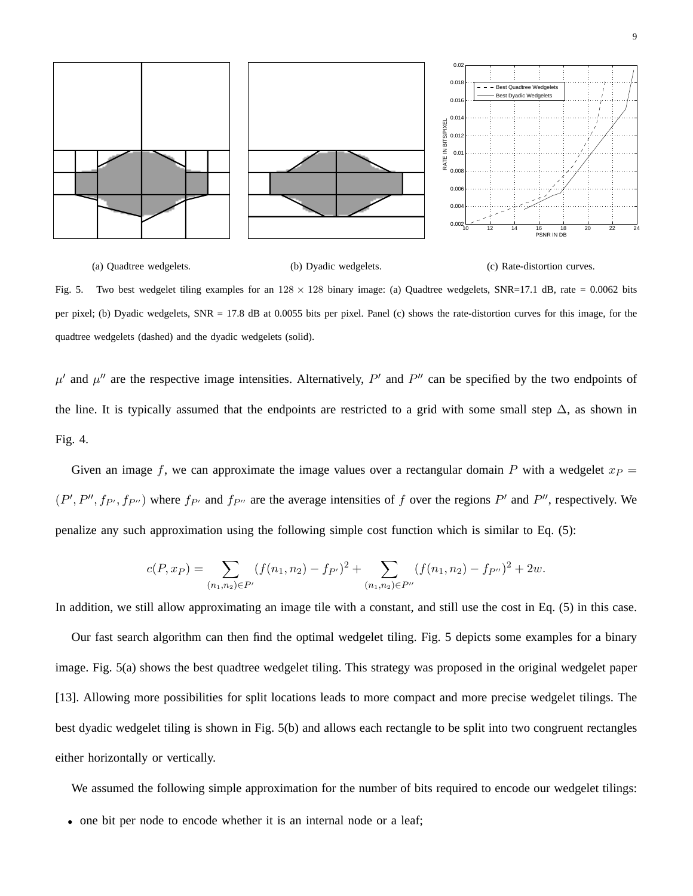(a) Quadtree wedgelets.

(b) Dyadic wedgelets.

(c) Rate-distortion curves.

Fig. 5. Two best wedgelet tiling examples for an $128 \times 128$ binary image: (a) Quadtree wedgelets, SNR=17.1 dB, rate = 0.0062 bits per pixel; (b) Dyadic wedgelets, SNR = 17.8 dB at 0.0055 bits per pixel. Panel (c) shows the rate-distortion curves for this image, for the quadtree wedgelets (dashed) and the dyadic wedgelets (solid).

$\mu'$ and $\mu''$ are the respective image intensities. Alternatively, $P'$ and $P''$ can be specified by the two endpoints of the line. It is typically assumed that the endpoints are restricted to a grid with some small step $\Delta$, as shown in Fig. 4.

Given an image $f$, we can approximate the image values over a rectangular domain $P$ with a wedgelet $x_P = (P', P'', f_{P'}, f_{P''})$ where $f_{P'}$ and $f_{P''}$ are the average intensities of $f$ over the regions $P'$ and $P''$, respectively. We penalize any such approximation using the following simple cost function which is similar to Eq. (5):

$$c(P, x_P) = \sum_{(n_1,n_2)\in P'} (f(n_1, n_2) - f_{P'})^2 + \sum_{(n_1,n_2)\in P''} (f(n_1, n_2) - f_{P''})^2 + 2w.$$

In addition, we still allow approximating an image tile with a constant, and still use the cost in Eq. (5) in this case.

Our fast search algorithm can then find the optimal wedgelet tiling. Fig. 5 depicts some examples for a binary image. Fig. 5(a) shows the best quadtree wedgelet tiling. This strategy was proposed in the original wedgelet paper [13]. Allowing more possibilities for split locations leads to more compact and more precise wedgelet tilings. The best dyadic wedgelet tiling is shown in Fig. 5(b) and allows each rectangle to be split into two congruent rectangles either horizontally or vertically.

We assumed the following simple approximation for the number of bits required to encode our wedgelet tilings:

- one bit per node to encode whether it is an internal node or a leaf;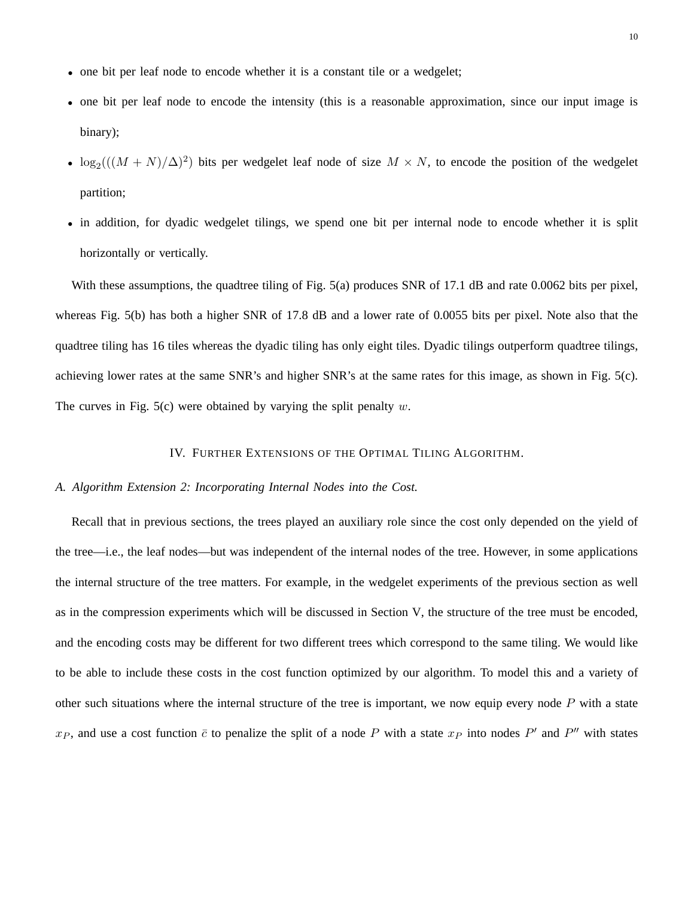- one bit per leaf node to encode whether it is a constant tile or a wedgelet;
- one bit per leaf node to encode the intensity (this is a reasonable approximation, since our input image is binary);
- $\log_2(((M+N)/\Delta)^2)$ bits per wedgelet leaf node of size $M \times N$, to encode the position of the wedgelet partition;
- in addition, for dyadic wedgelet tilings, we spend one bit per internal node to encode whether it is split horizontally or vertically.

With these assumptions, the quadtree tiling of Fig. 5(a) produces SNR of 17.1 dB and rate 0.0062 bits per pixel, whereas Fig. 5(b) has both a higher SNR of 17.8 dB and a lower rate of 0.0055 bits per pixel. Note also that the quadtree tiling has 16 tiles whereas the dyadic tiling has only eight tiles. Dyadic tilings outperform quadtree tilings, achieving lower rates at the same SNR's and higher SNR's at the same rates for this image, as shown in Fig. 5(c). The curves in Fig. 5(c) were obtained by varying the split penalty $w$.

## IV. Further Extensions of the Optimal Tiling Algorithm.

### A. *Algorithm Extension 2: Incorporating Internal Nodes into the Cost.*

Recall that in previous sections, the trees played an auxiliary role since the cost only depended on the yield of the tree—i.e., the leaf nodes—but was independent of the internal nodes of the tree. However, in some applications the internal structure of the tree matters. For example, in the wedgelet experiments of the previous section as well as in the compression experiments which will be discussed in Section V, the structure of the tree must be encoded, and the encoding costs may be different for two different trees which correspond to the same tiling. We would like to be able to include these costs in the cost function optimized by our algorithm. To model this and a variety of other such situations where the internal structure of the tree is important, we now equip every node $P$ with a state $x_P$, and use a cost function $\bar{c}$ to penalize the split of a node $P$ with a state $x_P$ into nodes $P'$ and $P''$ with states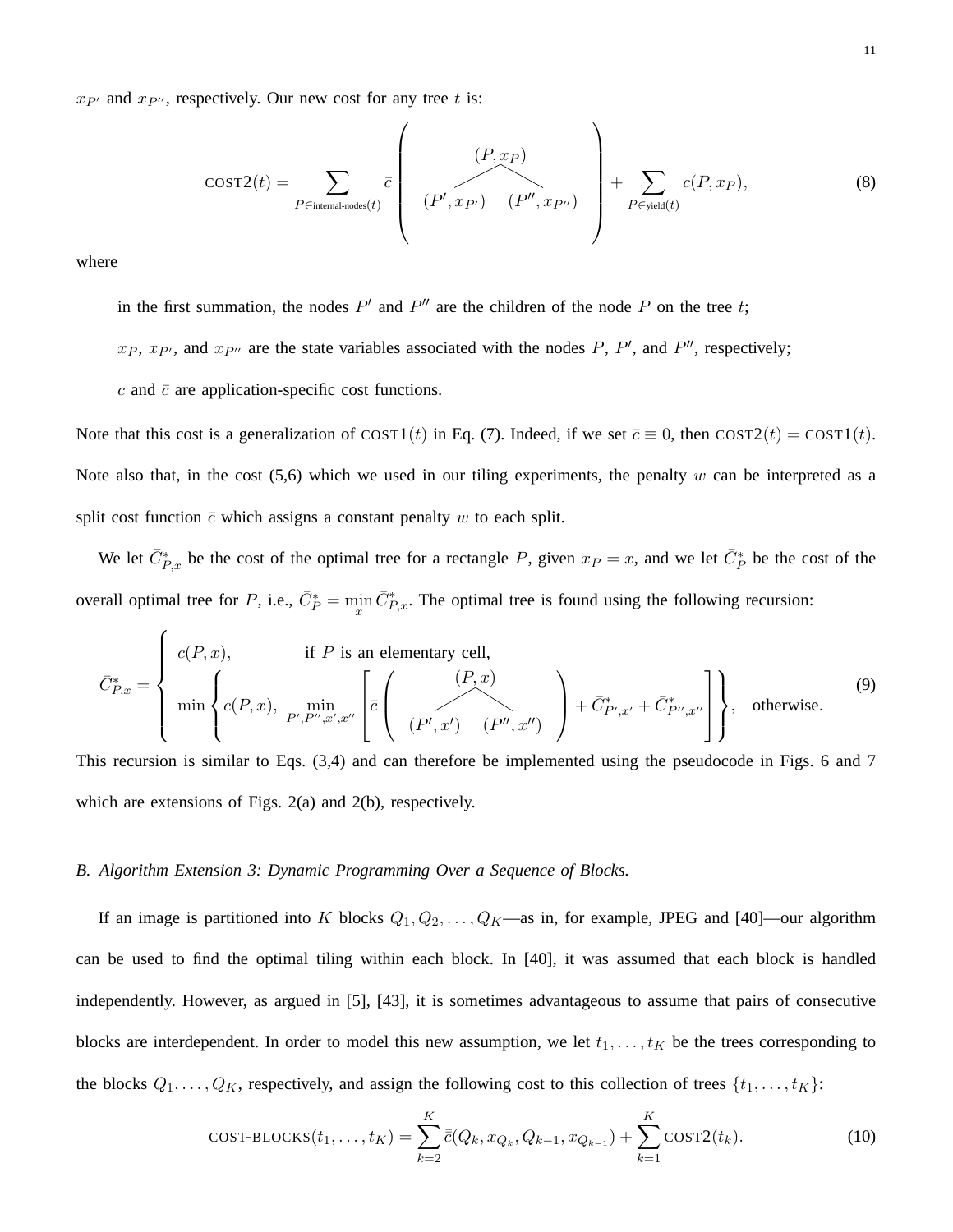$x_{P'}$ and $x_{P''}$, respectively. Our new cost for any tree $t$ is:

$$\text{COST2}(t) = \sum_{P \in \text{internal-nodes}(t)} \bar{c}\left( \begin{array}{c} (P, x_P) \\ \diagup \quad \diagdown \\ (P', x_{P'}) \quad (P'', x_{P''}) \end{array} \right) + \sum_{P \in \text{yield}(t)} c(P, x_P), \tag{8}$$

where

in the first summation, the nodes $P'$ and $P''$ are the children of the node $P$ on the tree $t$;

$x_P$, $x_{P'}$, and $x_{P''}$ are the state variables associated with the nodes $P$, $P'$, and $P''$, respectively;

$c$ and $\bar{c}$ are application-specific cost functions.

Note that this cost is a generalization of $\text{COST1}(t)$ in Eq. (7). Indeed, if we set $\bar{c} \equiv 0$, then $\text{COST2}(t) = \text{COST1}(t)$. Note also that, in the cost (5,6) which we used in our tiling experiments, the penalty $w$ can be interpreted as a split cost function $\bar{c}$ which assigns a constant penalty $w$ to each split.

We let $\bar{C}^*_{P,x}$ be the cost of the optimal tree for a rectangle $P$, given $x_P = x$, and we let $\bar{C}^*_P$ be the cost of the overall optimal tree for $P$, i.e., $\bar{C}^*_P = \min_x \bar{C}^*_{P,x}$. The optimal tree is found using the following recursion:

$$\bar{C}^*_{P,x} = \begin{cases} c(P, x), & \text{if } P \text{ is an elementary cell,} \\ \min \left\{ c(P, x), \min_{P', P'', x', x''} \left[ \bar{c}\left( \begin{array}{c} (P, x) \\ \diagup \quad \diagdown \\ (P', x') \quad (P'', x'') \end{array} \right) + \bar{C}^*_{P',x'} + \bar{C}^*_{P'',x''} \right] \right\}, & \text{otherwise.} \end{cases} \tag{9}$$

This recursion is similar to Eqs. (3,4) and can therefore be implemented using the pseudocode in Figs. 6 and 7 which are extensions of Figs. 2(a) and 2(b), respectively.

### *B. Algorithm Extension 3: Dynamic Programming Over a Sequence of Blocks.*

If an image is partitioned into $K$ blocks $Q_1, Q_2, \ldots, Q_K$—as in, for example, JPEG and [40]—our algorithm can be used to find the optimal tiling within each block. In [40], it was assumed that each block is handled independently. However, as argued in [5], [43], it is sometimes advantageous to assume that pairs of consecutive blocks are interdependent. In order to model this new assumption, we let $t_1, \ldots, t_K$ be the trees corresponding to the blocks $Q_1, \ldots, Q_K$, respectively, and assign the following cost to this collection of trees $\{t_1, \ldots, t_K\}$:

$$\text{COST-BLOCKS}(t_1, \ldots, t_K) = \sum_{k=2}^{K} \bar{\bar{c}}(Q_k, x_{Q_k}, Q_{k-1}, x_{Q_{k-1}}) + \sum_{k=1}^{K} \text{COST2}(t_k). \tag{10}$$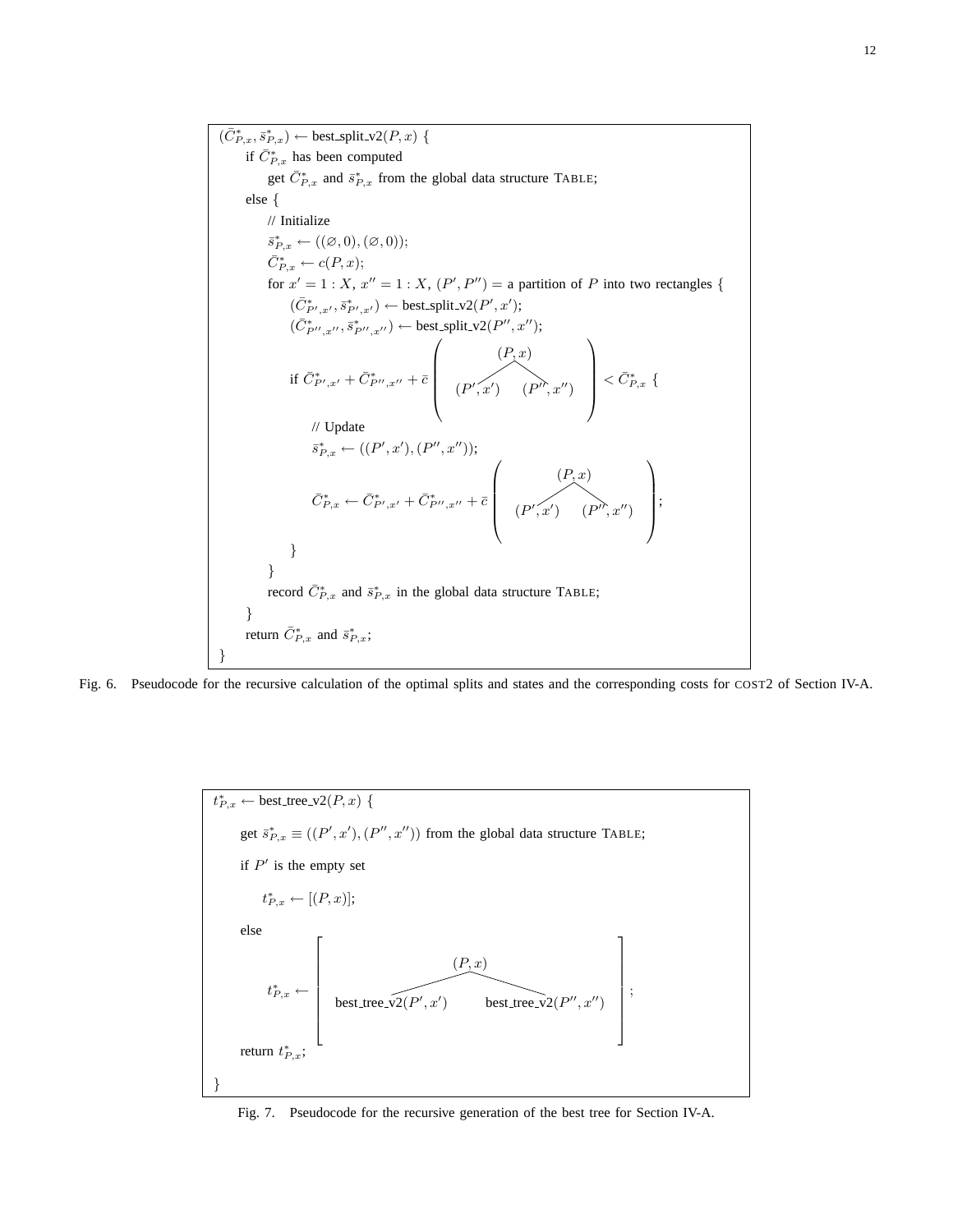```
(C̄*_{P,x}, s̄*_{P,x}) ← best_split_v2(P, x) {
    if C̄*_{P,x} has been computed
        get C̄*_{P,x} and s̄*_{P,x} from the global data structure TABLE;
    else {
        // Initialize
        s̄*_{P,x} ← ((∅, 0), (∅, 0));
        C̄*_{P,x} ← c(P, x);
        for x' = 1 : X, x'' = 1 : X, (P', P'') = a partition of P into two rectangles {
            (C̄*_{P',x'}, s̄*_{P',x'}) ← best_split_v2(P', x');
            (C̄*_{P'',x''}, s̄*_{P'',x''}) ← best_split_v2(P'', x'');
            if C̄*_{P',x'} + C̄*_{P'',x''} + c̄( (P,x) → [(P',x'), (P'',x'')] ) < C̄*_{P,x} {
                // Update
                s̄*_{P,x} ← ((P', x'), (P'', x''));
                C̄*_{P,x} ← C̄*_{P',x'} + C̄*_{P'',x''} + c̄( (P,x) → [(P',x'), (P'',x'')] );
            }
        }
        record C̄*_{P,x} and s̄*_{P,x} in the global data structure TABLE;
    }
    return C̄*_{P,x} and s̄*_{P,x};
}
```

Fig. 6. Pseudocode for the recursive calculation of the optimal splits and states and the corresponding costs for COST2 of Section IV-A.

```
t*_{P,x} ← best_tree_v2(P, x) {
    get s̄*_{P,x} ≡ ((P', x'), (P'', x'')) from the global data structure TABLE;
    if P' is the empty set
        t*_{P,x} ← [(P, x)];
    else
        t*_{P,x} ← [ (P, x) → best_tree_v2(P', x'), best_tree_v2(P'', x'') ];
    return t*_{P,x};
}
```

Fig. 7. Pseudocode for the recursive generation of the best tree for Section IV-A.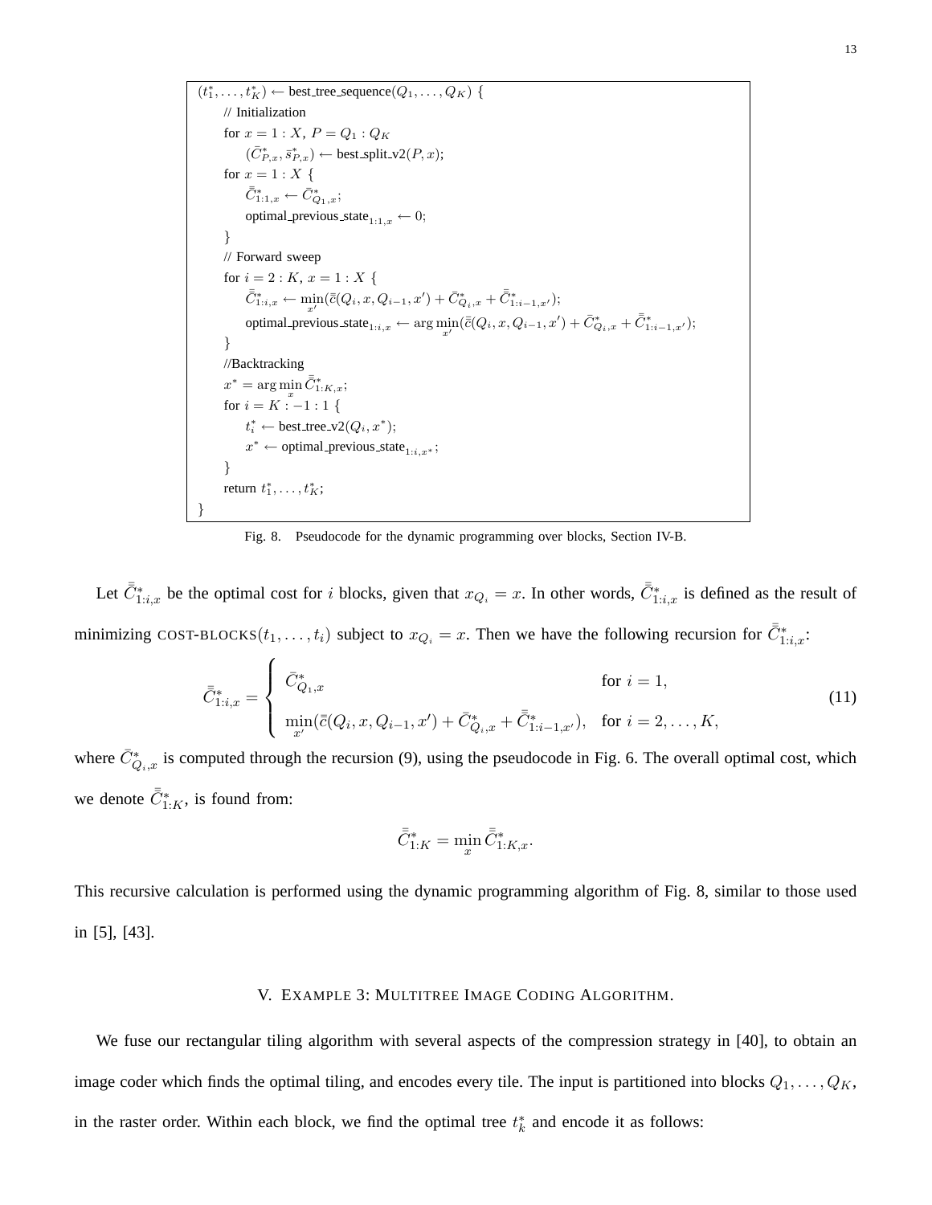```
(t*_1, ..., t*_K) ← best_tree_sequence(Q_1, ..., Q_K) {
    // Initialization
    for x = 1 : X, P = Q_1 : Q_K
        (C̄*_{P,x}, s̄*_{P,x}) ← best_split_v2(P, x);
    for x = 1 : X {
        C̿*_{1:1,x} ← C̄*_{Q_1,x};
        optimal_previous_state_{1:1,x} ← 0;
    }
    // Forward sweep
    for i = 2 : K, x = 1 : X {
        C̿*_{1:i,x} ← min_{x'}(c̿(Q_i, x, Q_{i-1}, x') + C̄*_{Q_i,x} + C̿*_{1:i-1,x'});
        optimal_previous_state_{1:i,x} ← arg min_{x'}(c̿(Q_i, x, Q_{i-1}, x') + C̄*_{Q_i,x} + C̿*_{1:i-1,x'});
    }
    //Backtracking
    x* = arg min_x C̿*_{1:K,x};
    for i = K : -1 : 1 {
        t*_i ← best_tree_v2(Q_i, x*);
        x* ← optimal_previous_state_{1:i,x*};
    }
    return t*_1, ..., t*_K;
}
```

Fig. 8. Pseudocode for the dynamic programming over blocks, Section IV-B.

Let $\bar{\bar{C}}^*_{1:i,x}$ be the optimal cost for $i$ blocks, given that $x_{Q_i} = x$. In other words, $\bar{\bar{C}}^*_{1:i,x}$ is defined as the result of minimizing COST-BLOCKS$(t_1, \ldots, t_i)$ subject to $x_{Q_i} = x$. Then we have the following recursion for $\bar{\bar{C}}^*_{1:i,x}$:

$$\bar{\bar{C}}^*_{1:i,x} = \begin{cases} \bar{C}^*_{Q_1,x} & \text{for } i = 1, \\ \min_{x'}(\bar{\bar{c}}(Q_i, x, Q_{i-1}, x') + \bar{C}^*_{Q_i,x} + \bar{\bar{C}}^*_{1:i-1,x'}), & \text{for } i = 2, \ldots, K, \end{cases} \tag{11}$$

where $\bar{C}^*_{Q_i,x}$ is computed through the recursion (9), using the pseudocode in Fig. 6. The overall optimal cost, which we denote $\bar{\bar{C}}^*_{1:K}$, is found from:

$$\bar{\bar{C}}^*_{1:K} = \min_x \bar{\bar{C}}^*_{1:K,x}.$$

This recursive calculation is performed using the dynamic programming algorithm of Fig. 8, similar to those used in [5], [43].

## V. Example 3: Multitree Image Coding Algorithm.

We fuse our rectangular tiling algorithm with several aspects of the compression strategy in [40], to obtain an image coder which finds the optimal tiling, and encodes every tile. The input is partitioned into blocks $Q_1, \ldots, Q_K$, in the raster order. Within each block, we find the optimal tree $t^*_k$ and encode it as follows: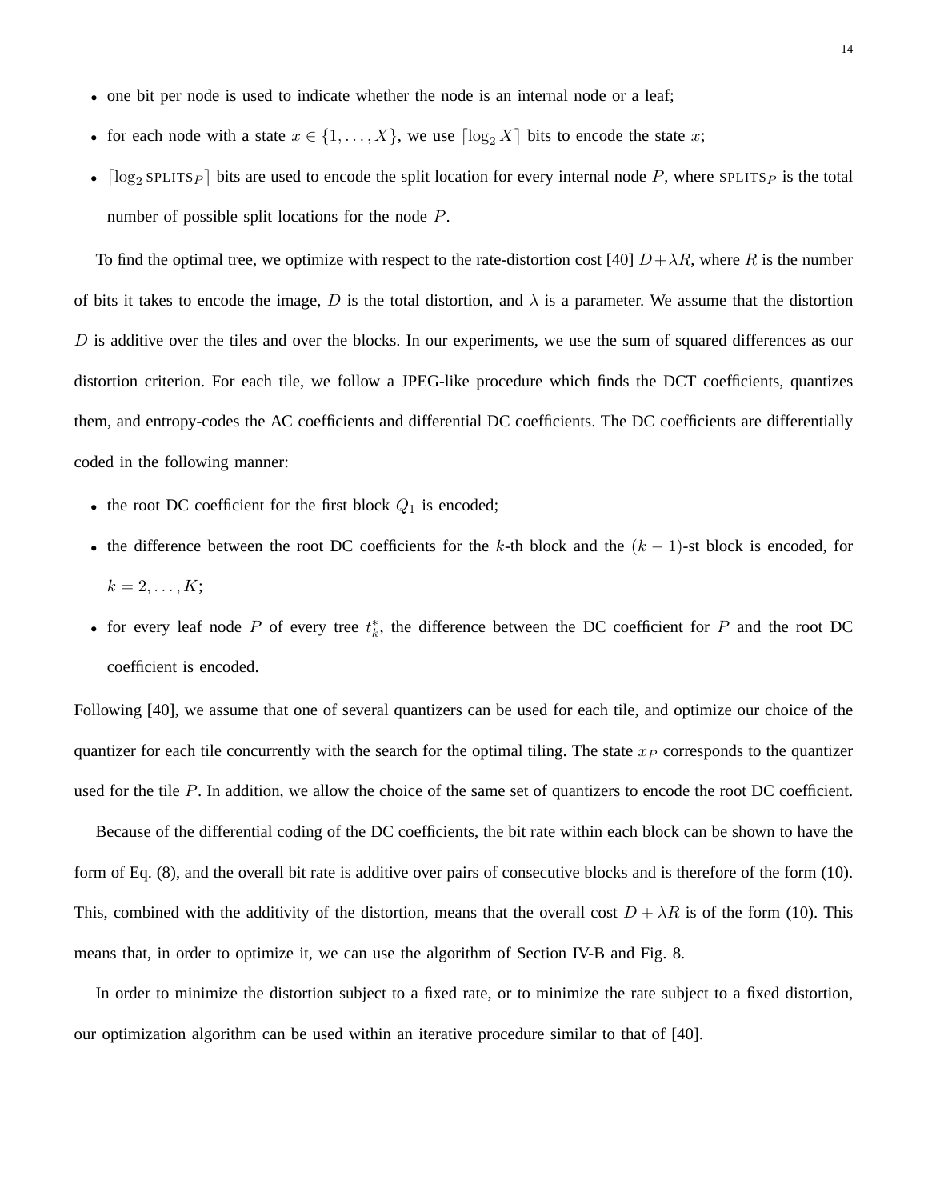- one bit per node is used to indicate whether the node is an internal node or a leaf;
- for each node with a state $x \in \{1, \ldots, X\}$, we use $\lceil \log_2 X \rceil$ bits to encode the state $x$;
- $\lceil \log_2 \text{SPLITS}_P \rceil$ bits are used to encode the split location for every internal node $P$, where $\text{SPLITS}_P$ is the total number of possible split locations for the node $P$.

To find the optimal tree, we optimize with respect to the rate-distortion cost [40] $D + \lambda R$, where $R$ is the number of bits it takes to encode the image, $D$ is the total distortion, and $\lambda$ is a parameter. We assume that the distortion $D$ is additive over the tiles and over the blocks. In our experiments, we use the sum of squared differences as our distortion criterion. For each tile, we follow a JPEG-like procedure which finds the DCT coefficients, quantizes them, and entropy-codes the AC coefficients and differential DC coefficients. The DC coefficients are differentially coded in the following manner:

- the root DC coefficient for the first block $Q_1$ is encoded;
- the difference between the root DC coefficients for the $k$-th block and the $(k-1)$-st block is encoded, for $k = 2, \ldots, K$;
- for every leaf node $P$ of every tree $t_k^*$, the difference between the DC coefficient for $P$ and the root DC coefficient is encoded.

Following [40], we assume that one of several quantizers can be used for each tile, and optimize our choice of the quantizer for each tile concurrently with the search for the optimal tiling. The state $x_P$ corresponds to the quantizer used for the tile $P$. In addition, we allow the choice of the same set of quantizers to encode the root DC coefficient.

Because of the differential coding of the DC coefficients, the bit rate within each block can be shown to have the form of Eq. (8), and the overall bit rate is additive over pairs of consecutive blocks and is therefore of the form (10). This, combined with the additivity of the distortion, means that the overall cost $D + \lambda R$ is of the form (10). This means that, in order to optimize it, we can use the algorithm of Section IV-B and Fig. 8.

In order to minimize the distortion subject to a fixed rate, or to minimize the rate subject to a fixed distortion, our optimization algorithm can be used within an iterative procedure similar to that of [40].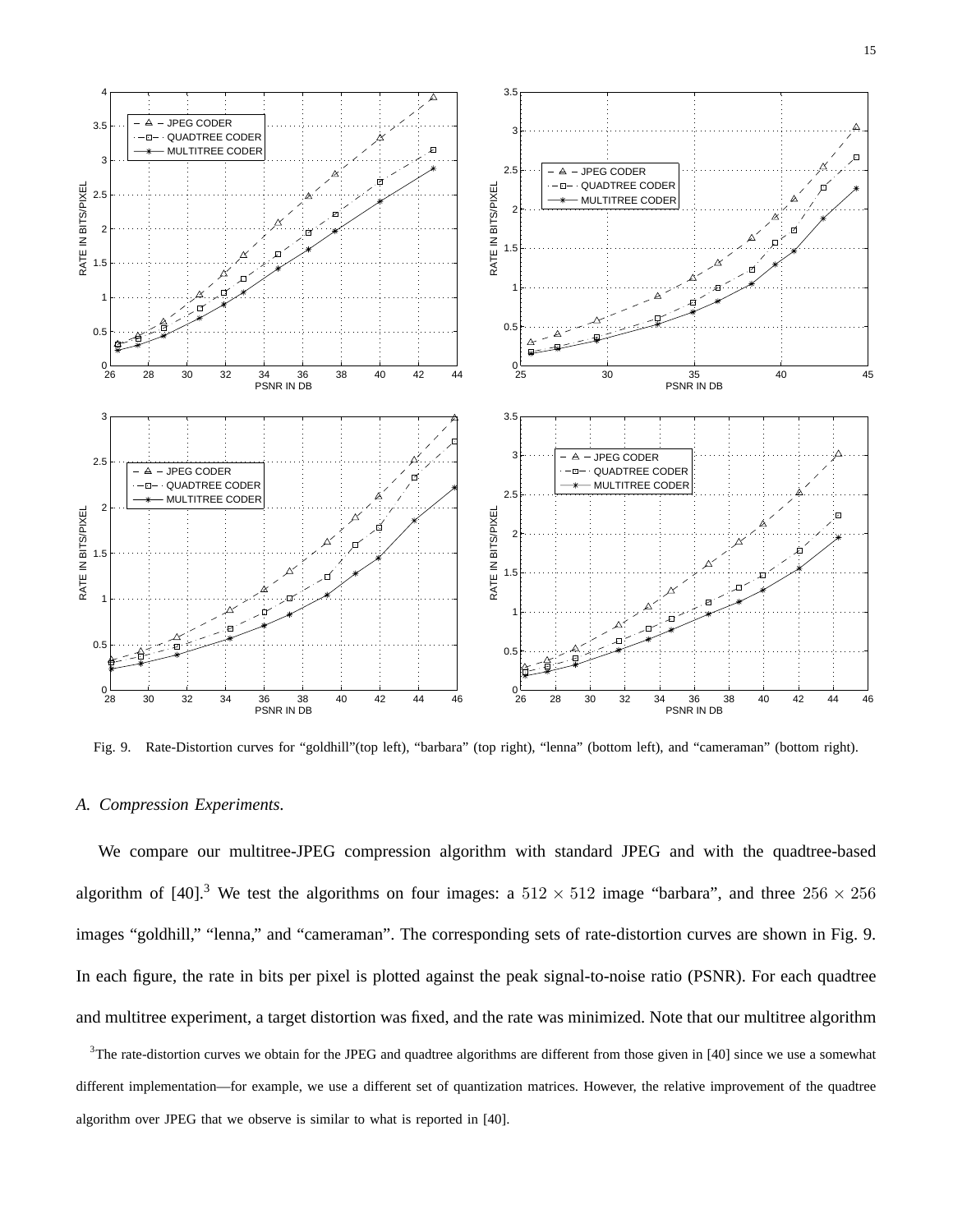Fig. 9. Rate-Distortion curves for "goldhill"(top left), "barbara" (top right), "lenna" (bottom left), and "cameraman" (bottom right).

### A. Compression Experiments.

We compare our multitree-JPEG compression algorithm with standard JPEG and with the quadtree-based algorithm of [40].[3] We test the algorithms on four images: a $512 \times 512$ image "barbara", and three $256 \times 256$ images "goldhill," "lenna," and "cameraman". The corresponding sets of rate-distortion curves are shown in Fig. 9. In each figure, the rate in bits per pixel is plotted against the peak signal-to-noise ratio (PSNR). For each quadtree and multitree experiment, a target distortion was fixed, and the rate was minimized. Note that our multitree algorithm

[3] The rate-distortion curves we obtain for the JPEG and quadtree algorithms are different from those given in [40] since we use a somewhat different implementation—for example, we use a different set of quantization matrices. However, the relative improvement of the quadtree algorithm over JPEG that we observe is similar to what is reported in [40].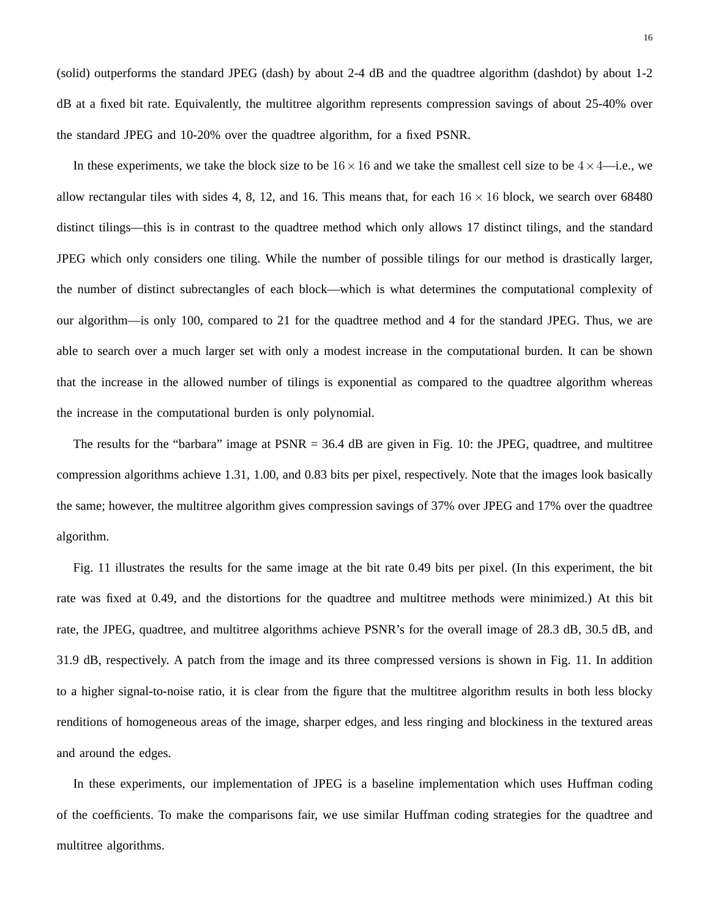(solid) outperforms the standard JPEG (dash) by about 2-4 dB and the quadtree algorithm (dashdot) by about 1-2 dB at a fixed bit rate. Equivalently, the multitree algorithm represents compression savings of about 25-40% over the standard JPEG and 10-20% over the quadtree algorithm, for a fixed PSNR.

In these experiments, we take the block size to be $16 \times 16$ and we take the smallest cell size to be $4 \times 4$—i.e., we allow rectangular tiles with sides 4, 8, 12, and 16. This means that, for each $16 \times 16$ block, we search over 68480 distinct tilings—this is in contrast to the quadtree method which only allows 17 distinct tilings, and the standard JPEG which only considers one tiling. While the number of possible tilings for our method is drastically larger, the number of distinct subrectangles of each block—which is what determines the computational complexity of our algorithm—is only 100, compared to 21 for the quadtree method and 4 for the standard JPEG. Thus, we are able to search over a much larger set with only a modest increase in the computational burden. It can be shown that the increase in the allowed number of tilings is exponential as compared to the quadtree algorithm whereas the increase in the computational burden is only polynomial.

The results for the "barbara" image at PSNR = 36.4 dB are given in Fig. 10: the JPEG, quadtree, and multitree compression algorithms achieve 1.31, 1.00, and 0.83 bits per pixel, respectively. Note that the images look basically the same; however, the multitree algorithm gives compression savings of 37% over JPEG and 17% over the quadtree algorithm.

Fig. 11 illustrates the results for the same image at the bit rate 0.49 bits per pixel. (In this experiment, the bit rate was fixed at 0.49, and the distortions for the quadtree and multitree methods were minimized.) At this bit rate, the JPEG, quadtree, and multitree algorithms achieve PSNR's for the overall image of 28.3 dB, 30.5 dB, and 31.9 dB, respectively. A patch from the image and its three compressed versions is shown in Fig. 11. In addition to a higher signal-to-noise ratio, it is clear from the figure that the multitree algorithm results in both less blocky renditions of homogeneous areas of the image, sharper edges, and less ringing and blockiness in the textured areas and around the edges.

In these experiments, our implementation of JPEG is a baseline implementation which uses Huffman coding of the coefficients. To make the comparisons fair, we use similar Huffman coding strategies for the quadtree and multitree algorithms.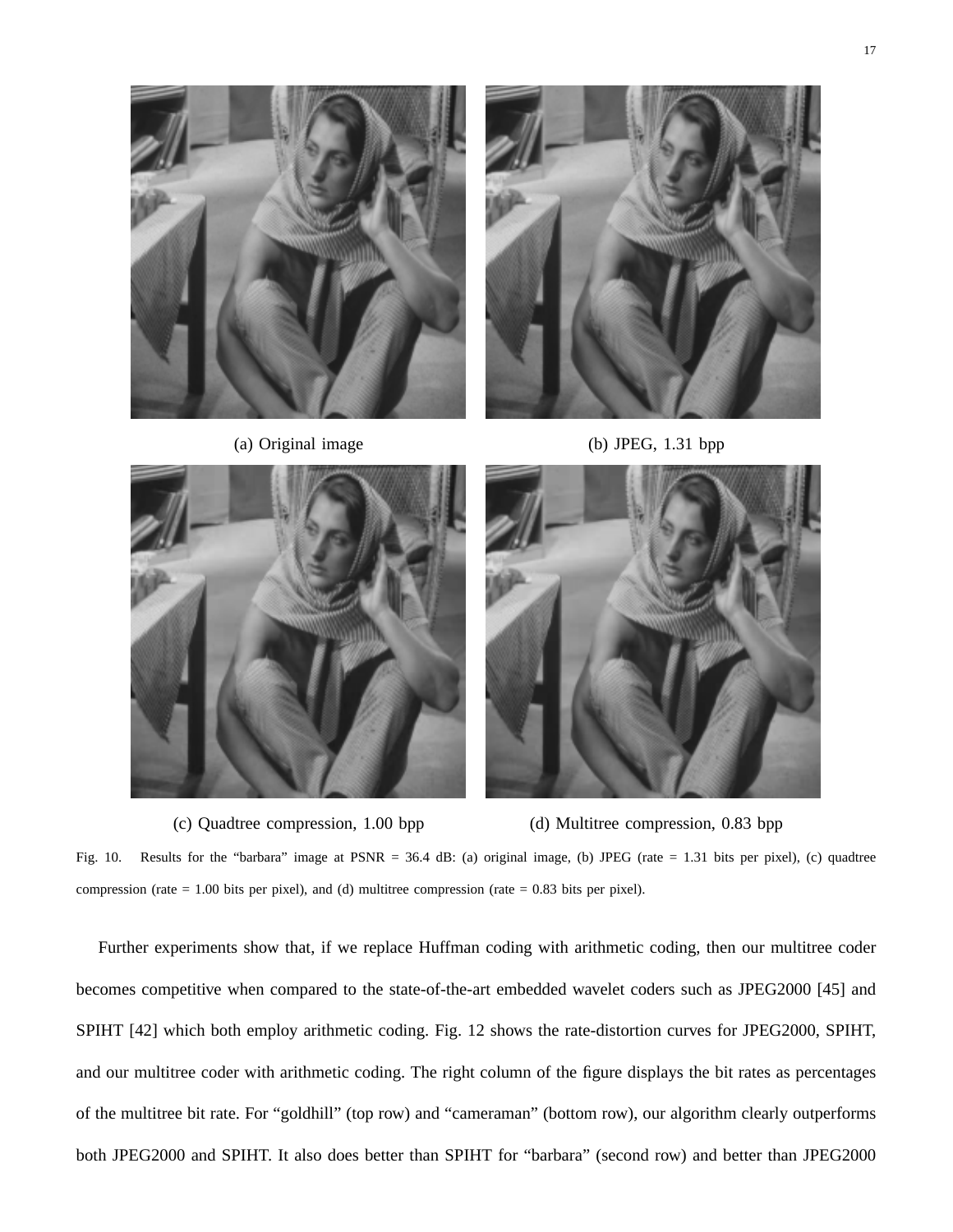(a) Original image

(b) JPEG, 1.31 bpp

(c) Quadtree compression, 1.00 bpp

(d) Multitree compression, 0.83 bpp

Fig. 10. Results for the “barbara” image at PSNR = 36.4 dB: (a) original image, (b) JPEG (rate = 1.31 bits per pixel), (c) quadtree compression (rate = 1.00 bits per pixel), and (d) multitree compression (rate = 0.83 bits per pixel).

Further experiments show that, if we replace Huffman coding with arithmetic coding, then our multitree coder becomes competitive when compared to the state-of-the-art embedded wavelet coders such as JPEG2000 [45] and SPIHT [42] which both employ arithmetic coding. Fig. 12 shows the rate-distortion curves for JPEG2000, SPIHT, and our multitree coder with arithmetic coding. The right column of the figure displays the bit rates as percentages of the multitree bit rate. For “goldhill” (top row) and “cameraman” (bottom row), our algorithm clearly outperforms both JPEG2000 and SPIHT. It also does better than SPIHT for “barbara” (second row) and better than JPEG2000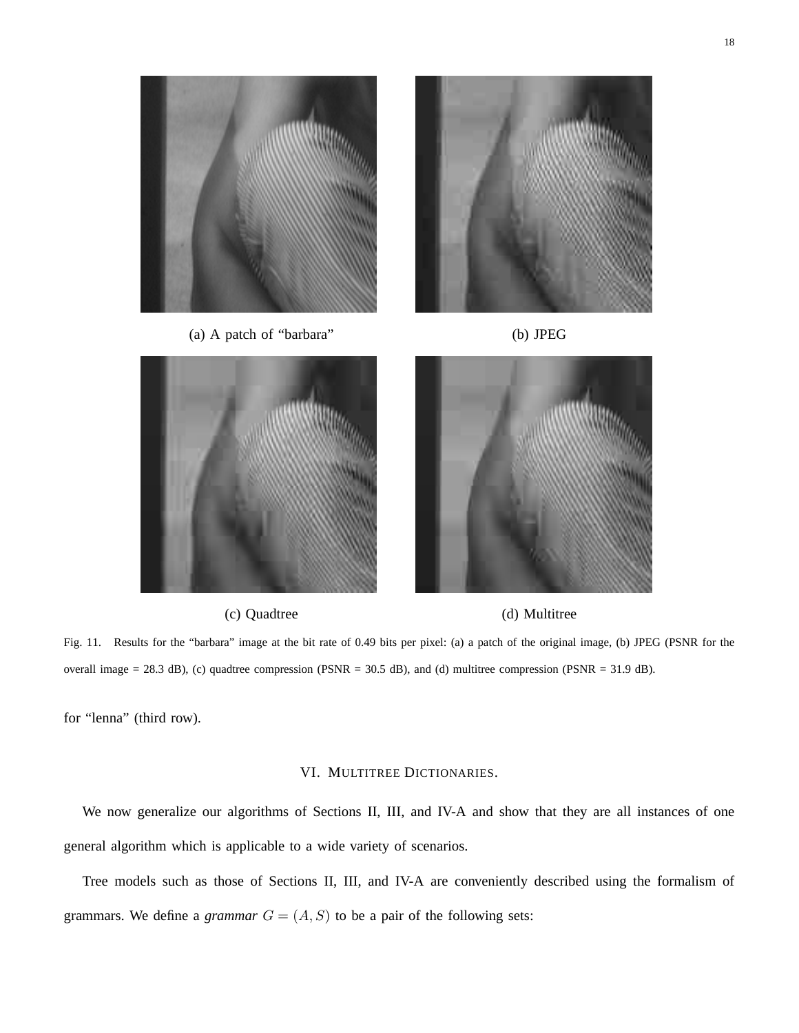(a) A patch of "barbara"

(b) JPEG

(c) Quadtree

(d) Multitree

Fig. 11. Results for the "barbara" image at the bit rate of 0.49 bits per pixel: (a) a patch of the original image, (b) JPEG (PSNR for the overall image = 28.3 dB), (c) quadtree compression (PSNR = 30.5 dB), and (d) multitree compression (PSNR = 31.9 dB).

for "lenna" (third row).

## VI. Multitree Dictionaries.

We now generalize our algorithms of Sections II, III, and IV-A and show that they are all instances of one general algorithm which is applicable to a wide variety of scenarios.

Tree models such as those of Sections II, III, and IV-A are conveniently described using the formalism of grammars. We define a *grammar* $G = (A, S)$ to be a pair of the following sets: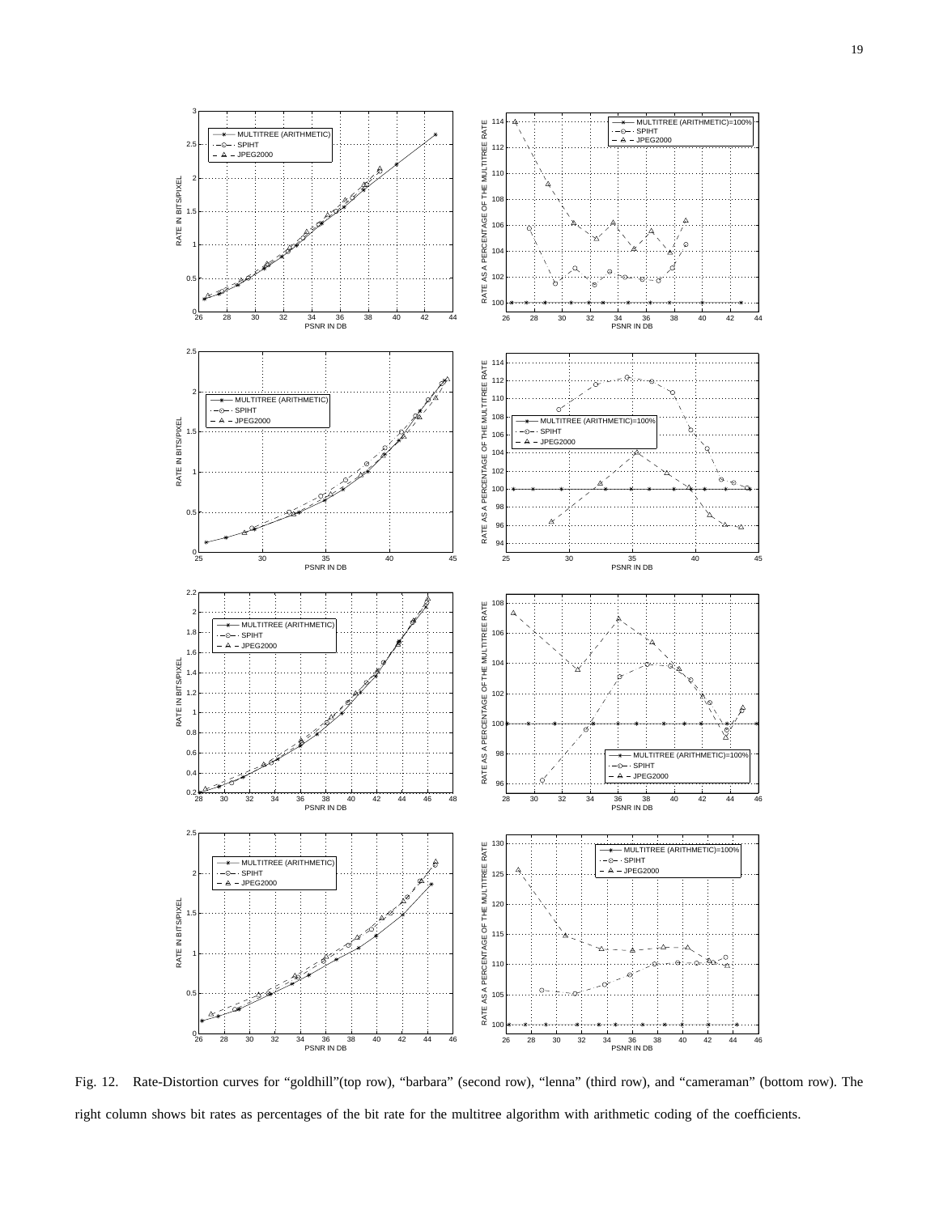Fig. 12. Rate-Distortion curves for "goldhill"(top row), "barbara" (second row), "lenna" (third row), and "cameraman" (bottom row). The right column shows bit rates as percentages of the bit rate for the multitree algorithm with arithmetic coding of the coefficients.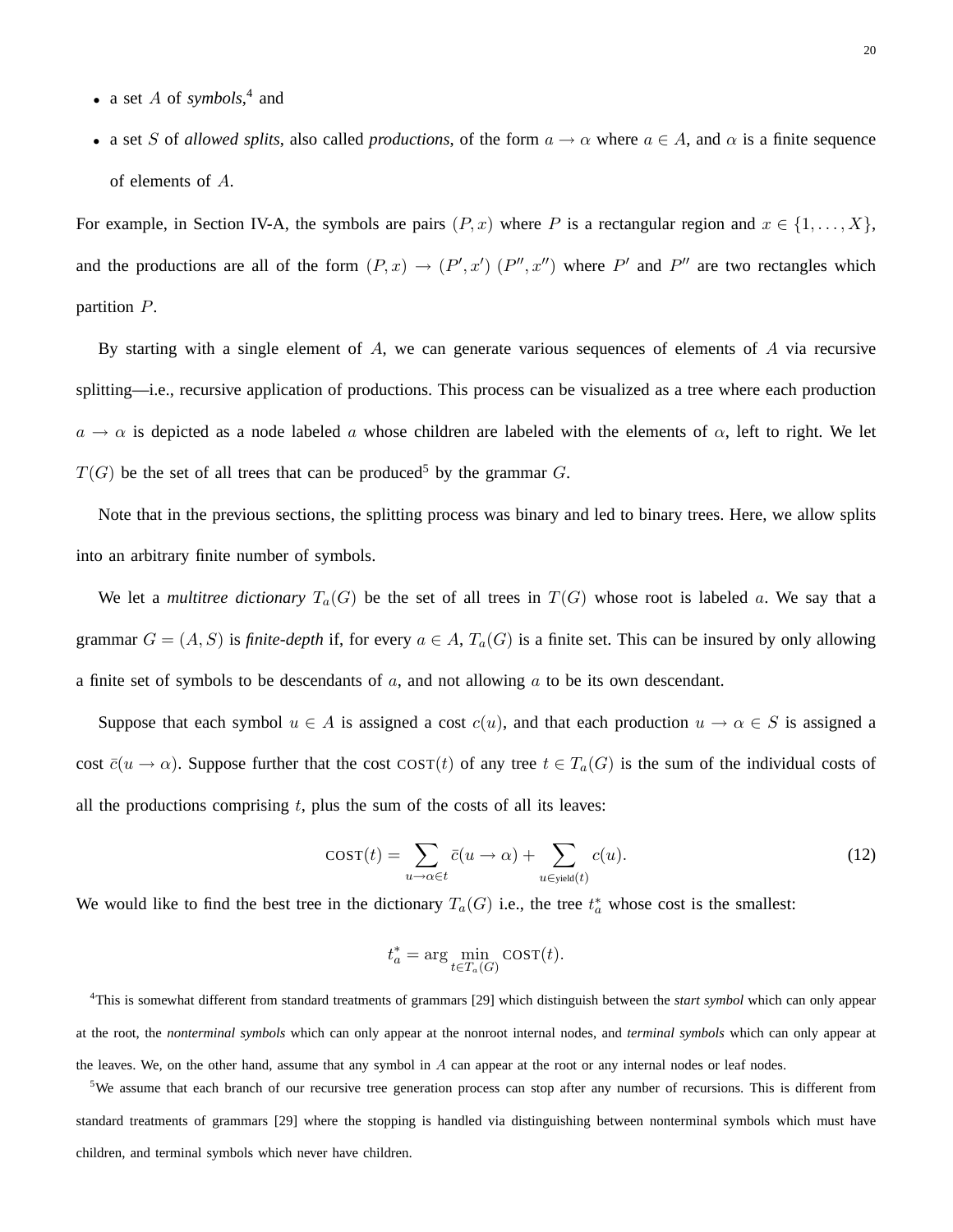- a set $A$ of *symbols*,[4] and
- a set $S$ of *allowed splits*, also called *productions*, of the form $a \rightarrow \alpha$ where $a \in A$, and $\alpha$ is a finite sequence of elements of $A$.

For example, in Section IV-A, the symbols are pairs $(P, x)$ where $P$ is a rectangular region and $x \in \{1, \ldots, X\}$, and the productions are all of the form $(P, x) \rightarrow (P', x')\ (P'', x'')$ where $P'$ and $P''$ are two rectangles which partition $P$.

By starting with a single element of $A$, we can generate various sequences of elements of $A$ via recursive splitting—i.e., recursive application of productions. This process can be visualized as a tree where each production $a \rightarrow \alpha$ is depicted as a node labeled $a$ whose children are labeled with the elements of $\alpha$, left to right. We let $T(G)$ be the set of all trees that can be produced[5] by the grammar $G$.

Note that in the previous sections, the splitting process was binary and led to binary trees. Here, we allow splits into an arbitrary finite number of symbols.

We let a *multitree dictionary* $T_a(G)$ be the set of all trees in $T(G)$ whose root is labeled $a$. We say that a grammar $G = (A, S)$ is ***finite-depth*** if, for every $a \in A$, $T_a(G)$ is a finite set. This can be insured by only allowing a finite set of symbols to be descendants of $a$, and not allowing $a$ to be its own descendant.

Suppose that each symbol $u \in A$ is assigned a cost $c(u)$, and that each production $u \rightarrow \alpha \in S$ is assigned a cost $\bar{c}(u \rightarrow \alpha)$. Suppose further that the cost $\text{COST}(t)$ of any tree $t \in T_a(G)$ is the sum of the individual costs of all the productions comprising $t$, plus the sum of the costs of all its leaves:

$$\text{COST}(t) = \sum_{u \rightarrow \alpha \in t} \bar{c}(u \rightarrow \alpha) + \sum_{u \in \text{yield}(t)} c(u). \tag{12}$$

We would like to find the best tree in the dictionary $T_a(G)$ i.e., the tree $t_a^*$ whose cost is the smallest:

$$t_a^* = \arg \min_{t \in T_a(G)} \text{COST}(t).$$

[4]This is somewhat different from standard treatments of grammars [29] which distinguish between the *start symbol* which can only appear at the root, the *nonterminal symbols* which can only appear at the nonroot internal nodes, and *terminal symbols* which can only appear at the leaves. We, on the other hand, assume that any symbol in $A$ can appear at the root or any internal nodes or leaf nodes.

[5]We assume that each branch of our recursive tree generation process can stop after any number of recursions. This is different from standard treatments of grammars [29] where the stopping is handled via distinguishing between nonterminal symbols which must have children, and terminal symbols which never have children.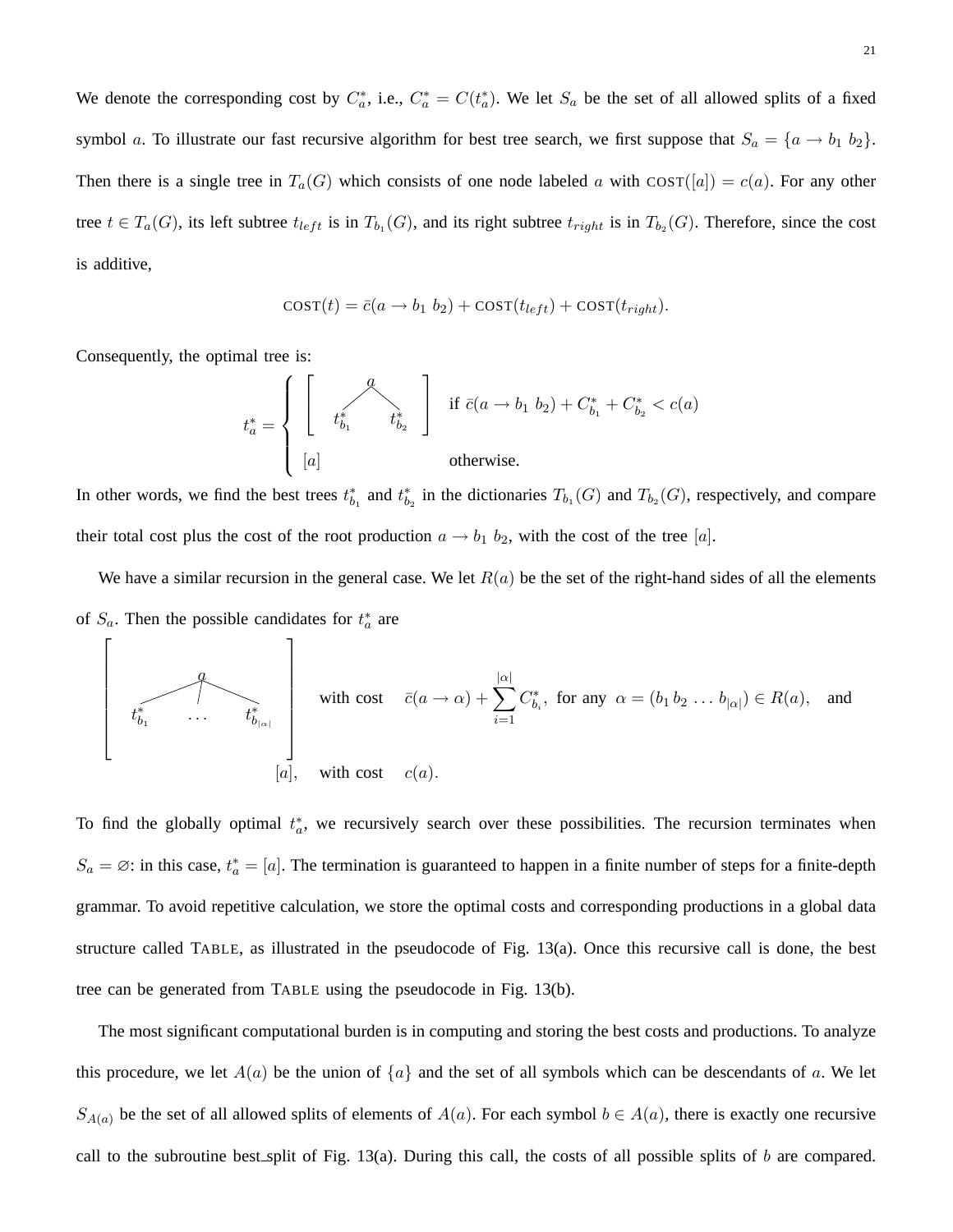We denote the corresponding cost by $C_a^*$, i.e., $C_a^* = C(t_a^*)$. We let $S_a$ be the set of all allowed splits of a fixed symbol $a$. To illustrate our fast recursive algorithm for best tree search, we first suppose that $S_a = \{a \to b_1\ b_2\}$. Then there is a single tree in $T_a(G)$ which consists of one node labeled $a$ with $\text{COST}([a]) = c(a)$. For any other tree $t \in T_a(G)$, its left subtree $t_{left}$ is in $T_{b_1}(G)$, and its right subtree $t_{right}$ is in $T_{b_2}(G)$. Therefore, since the cost is additive,

$$\text{COST}(t) = \bar{c}(a \to b_1\ b_2) + \text{COST}(t_{left}) + \text{COST}(t_{right}).$$

Consequently, the optimal tree is:

$$t_a^* = \begin{cases} \left[ \begin{array}{ccc} & a & \\ t_{b_1}^* & & t_{b_2}^* \end{array} \right] & \text{if } \bar{c}(a \to b_1\ b_2) + C_{b_1}^* + C_{b_2}^* < c(a) \\ [a] & \text{otherwise.} \end{cases}$$

In other words, we find the best trees $t_{b_1}^*$ and $t_{b_2}^*$ in the dictionaries $T_{b_1}(G)$ and $T_{b_2}(G)$, respectively, and compare their total cost plus the cost of the root production $a \to b_1\ b_2$, with the cost of the tree $[a]$.

We have a similar recursion in the general case. We let $R(a)$ be the set of the right-hand sides of all the elements of $S_a$. Then the possible candidates for $t_a^*$ are

$$\left[ \begin{array}{ccc} & a & \\ t_{b_1}^* & \ldots & t_{b_{|\alpha|}}^* \end{array} \right] \quad \text{with cost} \quad \bar{c}(a \to \alpha) + \sum_{i=1}^{|\alpha|} C_{b_i}^*, \ \text{for any } \ \alpha = (b_1\, b_2\, \ldots\, b_{|\alpha|}) \in R(a), \quad \text{and}$$

$$[a], \quad \text{with cost} \quad c(a).$$

To find the globally optimal $t_a^*$, we recursively search over these possibilities. The recursion terminates when $S_a = \varnothing$: in this case, $t_a^* = [a]$. The termination is guaranteed to happen in a finite number of steps for a finite-depth grammar. To avoid repetitive calculation, we store the optimal costs and corresponding productions in a global data structure called TABLE, as illustrated in the pseudocode of Fig. 13(a). Once this recursive call is done, the best tree can be generated from TABLE using the pseudocode in Fig. 13(b).

The most significant computational burden is in computing and storing the best costs and productions. To analyze this procedure, we let $A(a)$ be the union of $\{a\}$ and the set of all symbols which can be descendants of $a$. We let $S_{A(a)}$ be the set of all allowed splits of elements of $A(a)$. For each symbol $b \in A(a)$, there is exactly one recursive call to the subroutine best_split of Fig. 13(a). During this call, the costs of all possible splits of $b$ are compared.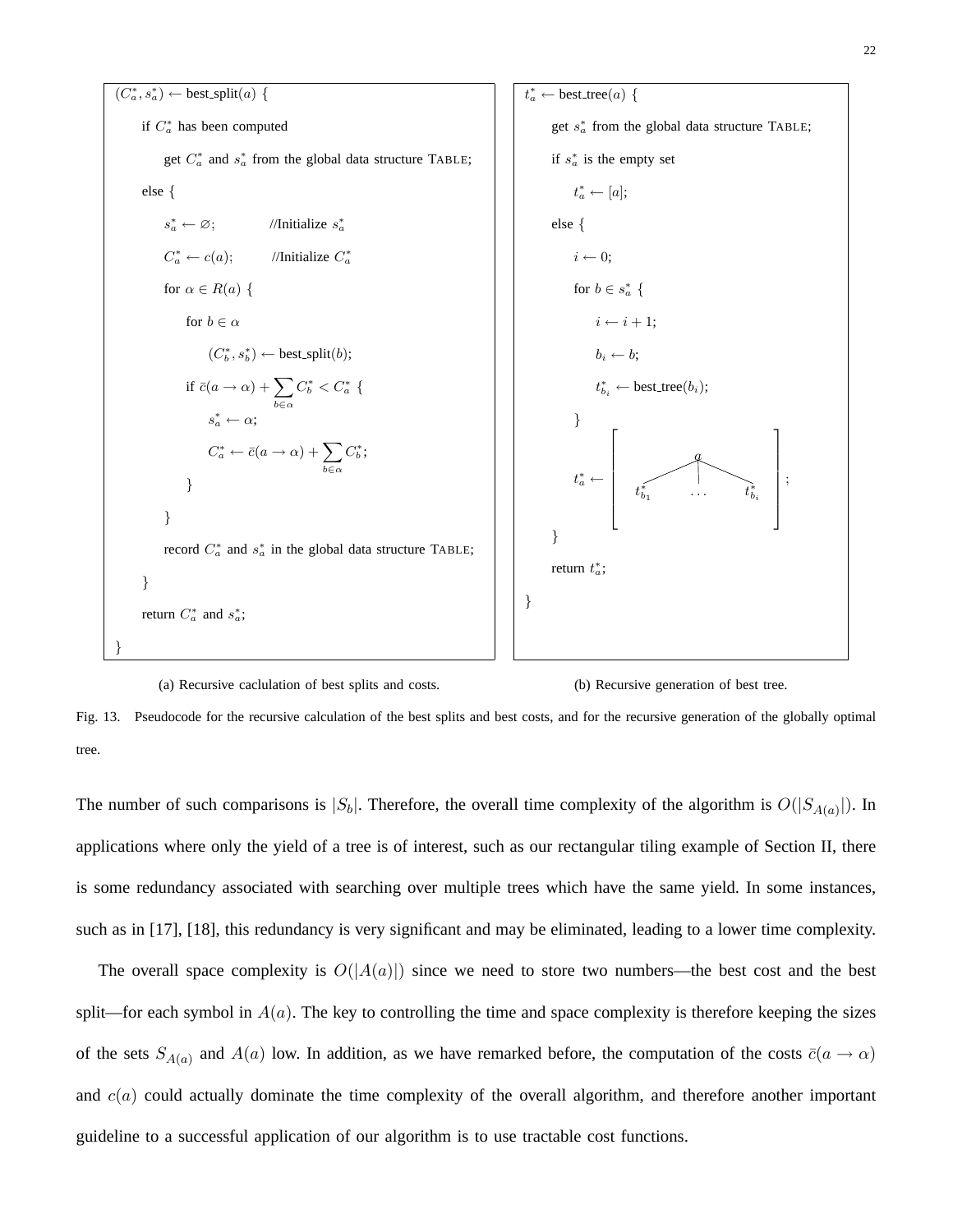```
(C*_a, s*_a) ← best_split(a) {
    if C*_a has been computed
        get C*_a and s*_a from the global data structure TABLE;
    else {
        s*_a ← ∅;          //Initialize s*_a
        C*_a ← c(a);       //Initialize C*_a
        for α ∈ R(a) {
            for b ∈ α
                (C*_b, s*_b) ← best_split(b);
            if c̄(a → α) + Σ_{b∈α} C*_b < C*_a {
                s*_a ← α;
                C*_a ← c̄(a → α) + Σ_{b∈α} C*_b;
            }
        }
        record C*_a and s*_a in the global data structure TABLE;
    }
    return C*_a and s*_a;
}
```

(a) Recursive caclulation of best splits and costs.

```
t*_a ← best_tree(a) {
    get s*_a from the global data structure TABLE;
    if s*_a is the empty set
        t*_a ← [a];
    else {
        i ← 0;
        for b ∈ s*_a {
            i ← i + 1;
            b_i ← b;
            t*_{b_i} ← best_tree(b_i);
        }
        t*_a ← [ tree with root a and children t*_{b_1} ... t*_{b_i} ];
    }
    return t*_a;
}
```

(b) Recursive generation of best tree.

Fig. 13. Pseudocode for the recursive calculation of the best splits and best costs, and for the recursive generation of the globally optimal tree.

The number of such comparisons is $|S_b|$. Therefore, the overall time complexity of the algorithm is $O(|S_{A(a)}|)$. In applications where only the yield of a tree is of interest, such as our rectangular tiling example of Section II, there is some redundancy associated with searching over multiple trees which have the same yield. In some instances, such as in [17], [18], this redundancy is very significant and may be eliminated, leading to a lower time complexity.

The overall space complexity is $O(|A(a)|)$ since we need to store two numbers—the best cost and the best split—for each symbol in $A(a)$. The key to controlling the time and space complexity is therefore keeping the sizes of the sets $S_{A(a)}$ and $A(a)$ low. In addition, as we have remarked before, the computation of the costs $\bar{c}(a \to \alpha)$ and $c(a)$ could actually dominate the time complexity of the overall algorithm, and therefore another important guideline to a successful application of our algorithm is to use tractable cost functions.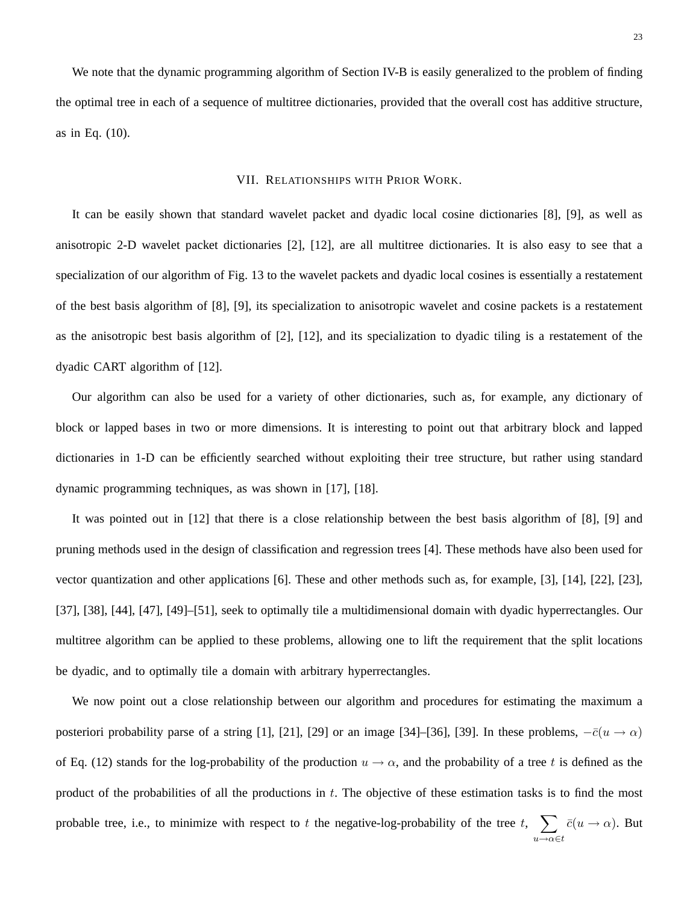We note that the dynamic programming algorithm of Section IV-B is easily generalized to the problem of finding the optimal tree in each of a sequence of multitree dictionaries, provided that the overall cost has additive structure, as in Eq. (10).

## VII. Relationships with Prior Work.

It can be easily shown that standard wavelet packet and dyadic local cosine dictionaries [8], [9], as well as anisotropic 2-D wavelet packet dictionaries [2], [12], are all multitree dictionaries. It is also easy to see that a specialization of our algorithm of Fig. 13 to the wavelet packets and dyadic local cosines is essentially a restatement of the best basis algorithm of [8], [9], its specialization to anisotropic wavelet and cosine packets is a restatement as the anisotropic best basis algorithm of [2], [12], and its specialization to dyadic tiling is a restatement of the dyadic CART algorithm of [12].

Our algorithm can also be used for a variety of other dictionaries, such as, for example, any dictionary of block or lapped bases in two or more dimensions. It is interesting to point out that arbitrary block and lapped dictionaries in 1-D can be efficiently searched without exploiting their tree structure, but rather using standard dynamic programming techniques, as was shown in [17], [18].

It was pointed out in [12] that there is a close relationship between the best basis algorithm of [8], [9] and pruning methods used in the design of classification and regression trees [4]. These methods have also been used for vector quantization and other applications [6]. These and other methods such as, for example, [3], [14], [22], [23], [37], [38], [44], [47], [49]–[51], seek to optimally tile a multidimensional domain with dyadic hyperrectangles. Our multitree algorithm can be applied to these problems, allowing one to lift the requirement that the split locations be dyadic, and to optimally tile a domain with arbitrary hyperrectangles.

We now point out a close relationship between our algorithm and procedures for estimating the maximum a posteriori probability parse of a string [1], [21], [29] or an image [34]–[36], [39]. In these problems, $-\bar{c}(u \to \alpha)$ of Eq. (12) stands for the log-probability of the production $u \to \alpha$, and the probability of a tree $t$ is defined as the product of the probabilities of all the productions in $t$. The objective of these estimation tasks is to find the most probable tree, i.e., to minimize with respect to $t$ the negative-log-probability of the tree $t$, $\sum_{u \to \alpha \in t} \bar{c}(u \to \alpha)$. But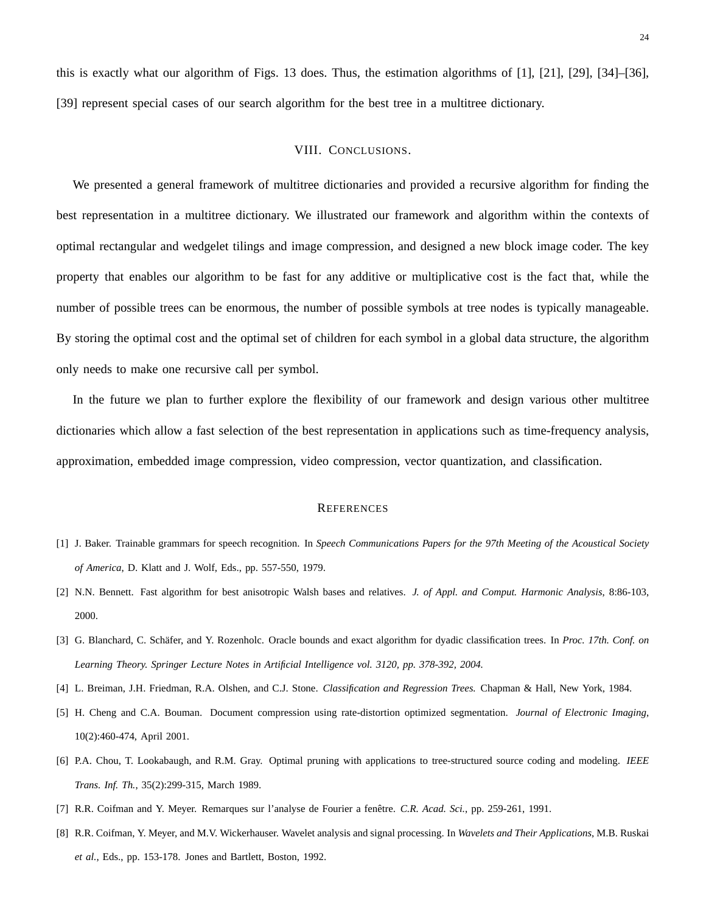this is exactly what our algorithm of Figs. 13 does. Thus, the estimation algorithms of [1], [21], [29], [34]–[36], [39] represent special cases of our search algorithm for the best tree in a multitree dictionary.

## VIII. Conclusions.

We presented a general framework of multitree dictionaries and provided a recursive algorithm for finding the best representation in a multitree dictionary. We illustrated our framework and algorithm within the contexts of optimal rectangular and wedgelet tilings and image compression, and designed a new block image coder. The key property that enables our algorithm to be fast for any additive or multiplicative cost is the fact that, while the number of possible trees can be enormous, the number of possible symbols at tree nodes is typically manageable. By storing the optimal cost and the optimal set of children for each symbol in a global data structure, the algorithm only needs to make one recursive call per symbol.

In the future we plan to further explore the flexibility of our framework and design various other multitree dictionaries which allow a fast selection of the best representation in applications such as time-frequency analysis, approximation, embedded image compression, video compression, vector quantization, and classification.

## References

[1] J. Baker. Trainable grammars for speech recognition. In *Speech Communications Papers for the 97th Meeting of the Acoustical Society of America*, D. Klatt and J. Wolf, Eds., pp. 557-550, 1979.

[2] N.N. Bennett. Fast algorithm for best anisotropic Walsh bases and relatives. *J. of Appl. and Comput. Harmonic Analysis*, 8:86-103, 2000.

[3] G. Blanchard, C. Schäfer, and Y. Rozenholc. Oracle bounds and exact algorithm for dyadic classification trees. In *Proc. 17th. Conf. on Learning Theory. Springer Lecture Notes in Artificial Intelligence vol. 3120, pp. 378-392, 2004.*

[4] L. Breiman, J.H. Friedman, R.A. Olshen, and C.J. Stone. *Classification and Regression Trees.* Chapman & Hall, New York, 1984.

[5] H. Cheng and C.A. Bouman. Document compression using rate-distortion optimized segmentation. *Journal of Electronic Imaging*, 10(2):460-474, April 2001.

[6] P.A. Chou, T. Lookabaugh, and R.M. Gray. Optimal pruning with applications to tree-structured source coding and modeling. *IEEE Trans. Inf. Th.*, 35(2):299-315, March 1989.

[7] R.R. Coifman and Y. Meyer. Remarques sur l'analyse de Fourier a fenêtre. *C.R. Acad. Sci.*, pp. 259-261, 1991.

[8] R.R. Coifman, Y. Meyer, and M.V. Wickerhauser. Wavelet analysis and signal processing. In *Wavelets and Their Applications*, M.B. Ruskai *et al.*, Eds., pp. 153-178. Jones and Bartlett, Boston, 1992.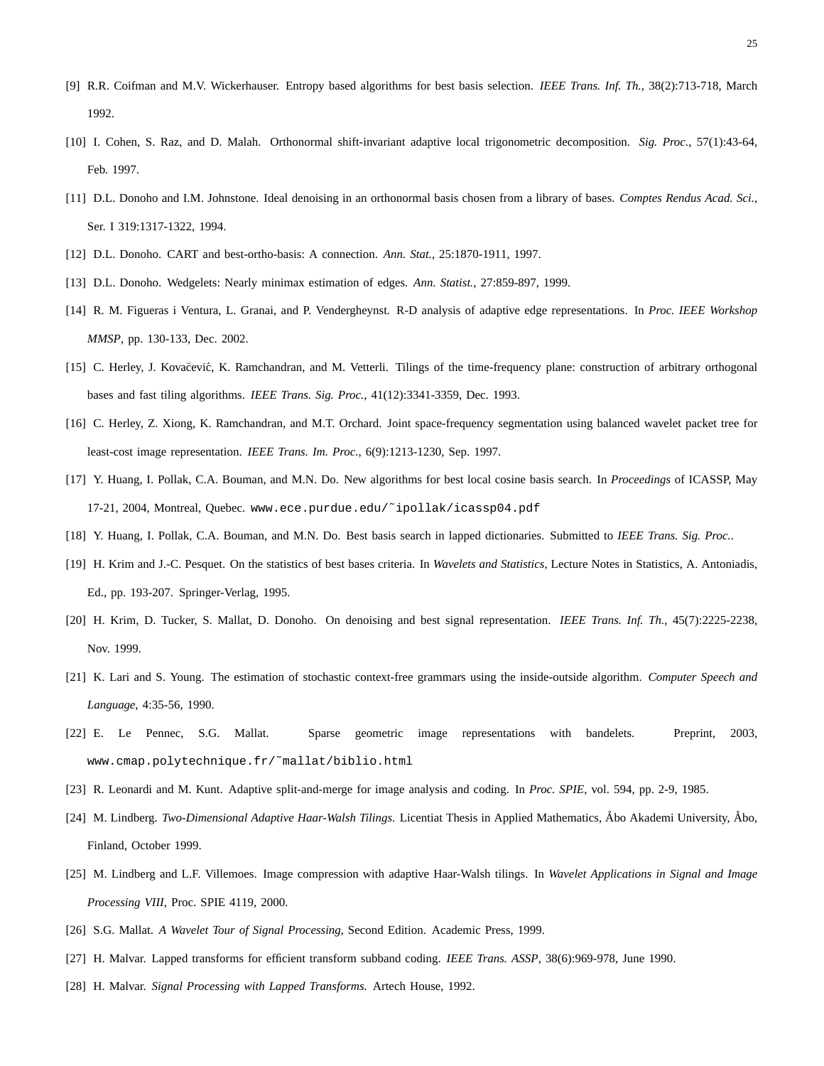[9] R.R. Coifman and M.V. Wickerhauser. Entropy based algorithms for best basis selection. *IEEE Trans. Inf. Th.*, 38(2):713-718, March 1992.

[10] I. Cohen, S. Raz, and D. Malah. Orthonormal shift-invariant adaptive local trigonometric decomposition. *Sig. Proc.*, 57(1):43-64, Feb. 1997.

[11] D.L. Donoho and I.M. Johnstone. Ideal denoising in an orthonormal basis chosen from a library of bases. *Comptes Rendus Acad. Sci.*, Ser. I 319:1317-1322, 1994.

[12] D.L. Donoho. CART and best-ortho-basis: A connection. *Ann. Stat.*, 25:1870-1911, 1997.

[13] D.L. Donoho. Wedgelets: Nearly minimax estimation of edges. *Ann. Statist.*, 27:859-897, 1999.

[14] R. M. Figueras i Ventura, L. Granai, and P. Vandergheynst. R-D analysis of adaptive edge representations. In *Proc. IEEE Workshop MMSP*, pp. 130-133, Dec. 2002.

[15] C. Herley, J. Kovačević, K. Ramchandran, and M. Vetterli. Tilings of the time-frequency plane: construction of arbitrary orthogonal bases and fast tiling algorithms. *IEEE Trans. Sig. Proc.*, 41(12):3341-3359, Dec. 1993.

[16] C. Herley, Z. Xiong, K. Ramchandran, and M.T. Orchard. Joint space-frequency segmentation using balanced wavelet packet tree for least-cost image representation. *IEEE Trans. Im. Proc.*, 6(9):1213-1230, Sep. 1997.

[17] Y. Huang, I. Pollak, C.A. Bouman, and M.N. Do. New algorithms for best local cosine basis search. In *Proceedings* of ICASSP, May 17-21, 2004, Montreal, Quebec. `www.ece.purdue.edu/˜ipollak/icassp04.pdf`

[18] Y. Huang, I. Pollak, C.A. Bouman, and M.N. Do. Best basis search in lapped dictionaries. Submitted to *IEEE Trans. Sig. Proc.*.

[19] H. Krim and J.-C. Pesquet. On the statistics of best bases criteria. In *Wavelets and Statistics*, Lecture Notes in Statistics, A. Antoniadis, Ed., pp. 193-207. Springer-Verlag, 1995.

[20] H. Krim, D. Tucker, S. Mallat, D. Donoho. On denoising and best signal representation. *IEEE Trans. Inf. Th.*, 45(7):2225-2238, Nov. 1999.

[21] K. Lari and S. Young. The estimation of stochastic context-free grammars using the inside-outside algorithm. *Computer Speech and Language*, 4:35-56, 1990.

[22] E. Le Pennec, S.G. Mallat. Sparse geometric image representations with bandelets. Preprint, 2003, `www.cmap.polytechnique.fr/˜mallat/biblio.html`

[23] R. Leonardi and M. Kunt. Adaptive split-and-merge for image analysis and coding. In *Proc. SPIE*, vol. 594, pp. 2-9, 1985.

[24] M. Lindberg. *Two-Dimensional Adaptive Haar-Walsh Tilings.* Licentiat Thesis in Applied Mathematics, Åbo Akademi University, Åbo, Finland, October 1999.

[25] M. Lindberg and L.F. Villemoes. Image compression with adaptive Haar-Walsh tilings. In *Wavelet Applications in Signal and Image Processing VIII*, Proc. SPIE 4119, 2000.

[26] S.G. Mallat. *A Wavelet Tour of Signal Processing,* Second Edition. Academic Press, 1999.

[27] H. Malvar. Lapped transforms for efficient transform subband coding. *IEEE Trans. ASSP*, 38(6):969-978, June 1990.

[28] H. Malvar. *Signal Processing with Lapped Transforms.* Artech House, 1992.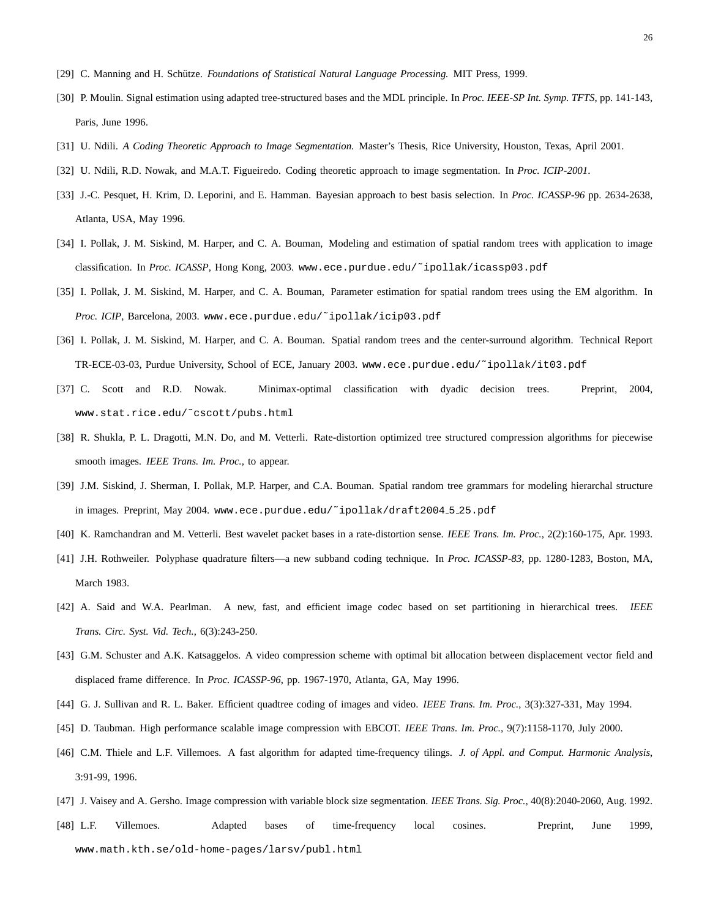[29] C. Manning and H. Schütze. *Foundations of Statistical Natural Language Processing.* MIT Press, 1999.

[30] P. Moulin. Signal estimation using adapted tree-structured bases and the MDL principle. In *Proc. IEEE-SP Int. Symp. TFTS*, pp. 141-143, Paris, June 1996.

[31] U. Ndili. *A Coding Theoretic Approach to Image Segmentation.* Master's Thesis, Rice University, Houston, Texas, April 2001.

[32] U. Ndili, R.D. Nowak, and M.A.T. Figueiredo. Coding theoretic approach to image segmentation. In *Proc. ICIP-2001*.

[33] J.-C. Pesquet, H. Krim, D. Leporini, and E. Hamman. Bayesian approach to best basis selection. In *Proc. ICASSP-96* pp. 2634-2638, Atlanta, USA, May 1996.

[34] I. Pollak, J. M. Siskind, M. Harper, and C. A. Bouman, Modeling and estimation of spatial random trees with application to image classification. In *Proc. ICASSP*, Hong Kong, 2003. `www.ece.purdue.edu/˜ipollak/icassp03.pdf`

[35] I. Pollak, J. M. Siskind, M. Harper, and C. A. Bouman, Parameter estimation for spatial random trees using the EM algorithm. In *Proc. ICIP*, Barcelona, 2003. `www.ece.purdue.edu/˜ipollak/icip03.pdf`

[36] I. Pollak, J. M. Siskind, M. Harper, and C. A. Bouman. Spatial random trees and the center-surround algorithm. Technical Report TR-ECE-03-03, Purdue University, School of ECE, January 2003. `www.ece.purdue.edu/˜ipollak/it03.pdf`

[37] C. Scott and R.D. Nowak. Minimax-optimal classification with dyadic decision trees. Preprint, 2004, `www.stat.rice.edu/˜cscott/pubs.html`

[38] R. Shukla, P. L. Dragotti, M.N. Do, and M. Vetterli. Rate-distortion optimized tree structured compression algorithms for piecewise smooth images. *IEEE Trans. Im. Proc.*, to appear.

[39] J.M. Siskind, J. Sherman, I. Pollak, M.P. Harper, and C.A. Bouman. Spatial random tree grammars for modeling hierarchal structure in images. Preprint, May 2004. `www.ece.purdue.edu/˜ipollak/draft2004_5_25.pdf`

[40] K. Ramchandran and M. Vetterli. Best wavelet packet bases in a rate-distortion sense. *IEEE Trans. Im. Proc.*, 2(2):160-175, Apr. 1993.

[41] J.H. Rothweiler. Polyphase quadrature filters—a new subband coding technique. In *Proc. ICASSP-83*, pp. 1280-1283, Boston, MA, March 1983.

[42] A. Said and W.A. Pearlman. A new, fast, and efficient image codec based on set partitioning in hierarchical trees. *IEEE Trans. Circ. Syst. Vid. Tech.*, 6(3):243-250.

[43] G.M. Schuster and A.K. Katsaggelos. A video compression scheme with optimal bit allocation between displacement vector field and displaced frame difference. In *Proc. ICASSP-96*, pp. 1967-1970, Atlanta, GA, May 1996.

[44] G. J. Sullivan and R. L. Baker. Efficient quadtree coding of images and video. *IEEE Trans. Im. Proc.*, 3(3):327-331, May 1994.

[45] D. Taubman. High performance scalable image compression with EBCOT. *IEEE Trans. Im. Proc.*, 9(7):1158-1170, July 2000.

[46] C.M. Thiele and L.F. Villemoes. A fast algorithm for adapted time-frequency tilings. *J. of Appl. and Comput. Harmonic Analysis*, 3:91-99, 1996.

[47] J. Vaisey and A. Gersho. Image compression with variable block size segmentation. *IEEE Trans. Sig. Proc.*, 40(8):2040-2060, Aug. 1992.

[48] L.F. Villemoes. Adapted bases of time-frequency local cosines. Preprint, June 1999, `www.math.kth.se/old-home-pages/larsv/publ.html`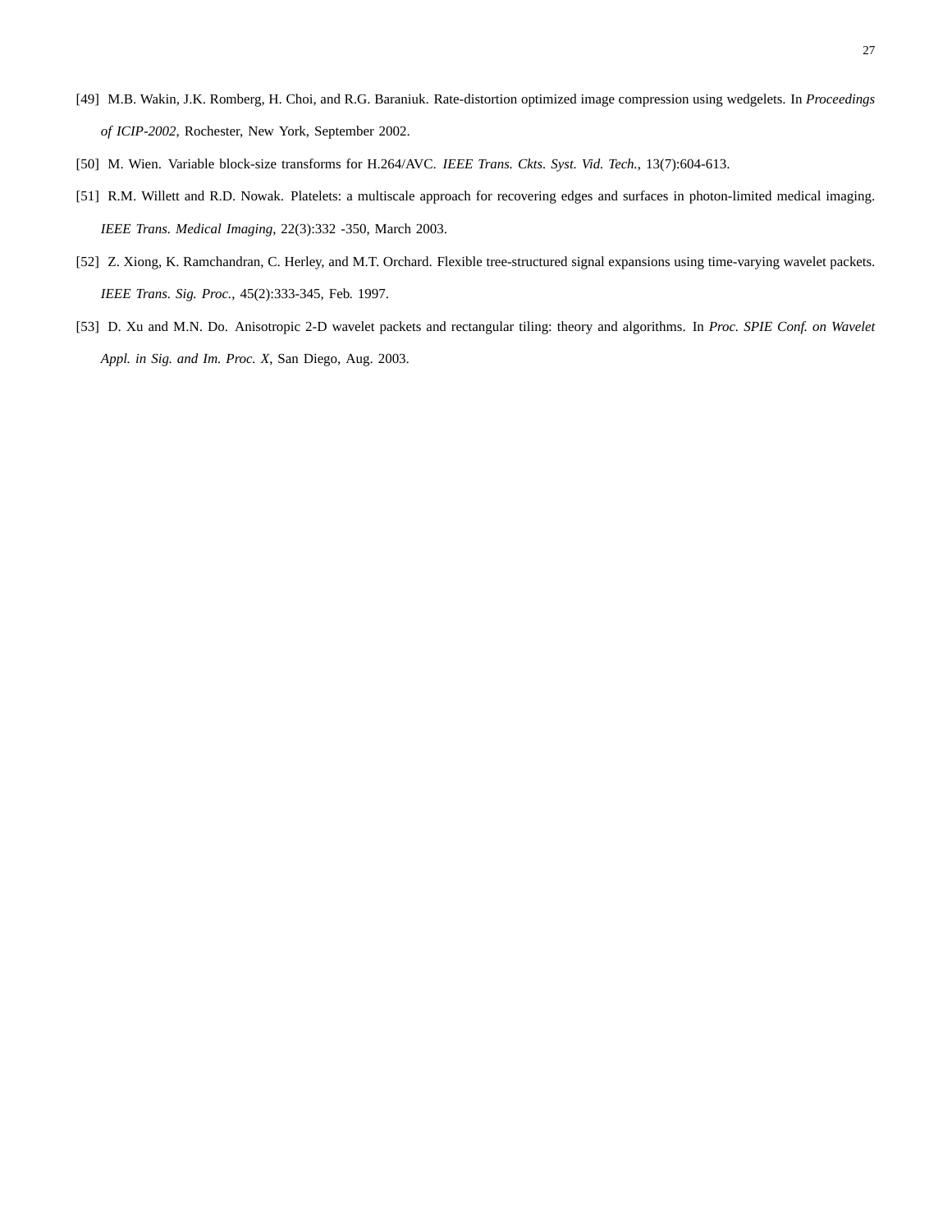[49] M.B. Wakin, J.K. Romberg, H. Choi, and R.G. Baraniuk. Rate-distortion optimized image compression using wedgelets. In *Proceedings of ICIP-2002*, Rochester, New York, September 2002.

[50] M. Wien. Variable block-size transforms for H.264/AVC. *IEEE Trans. Ckts. Syst. Vid. Tech.*, 13(7):604-613.

[51] R.M. Willett and R.D. Nowak. Platelets: a multiscale approach for recovering edges and surfaces in photon-limited medical imaging. *IEEE Trans. Medical Imaging*, 22(3):332 -350, March 2003.

[52] Z. Xiong, K. Ramchandran, C. Herley, and M.T. Orchard. Flexible tree-structured signal expansions using time-varying wavelet packets. *IEEE Trans. Sig. Proc.*, 45(2):333-345, Feb. 1997.

[53] D. Xu and M.N. Do. Anisotropic 2-D wavelet packets and rectangular tiling: theory and algorithms. In *Proc. SPIE Conf. on Wavelet Appl. in Sig. and Im. Proc. X*, San Diego, Aug. 2003.